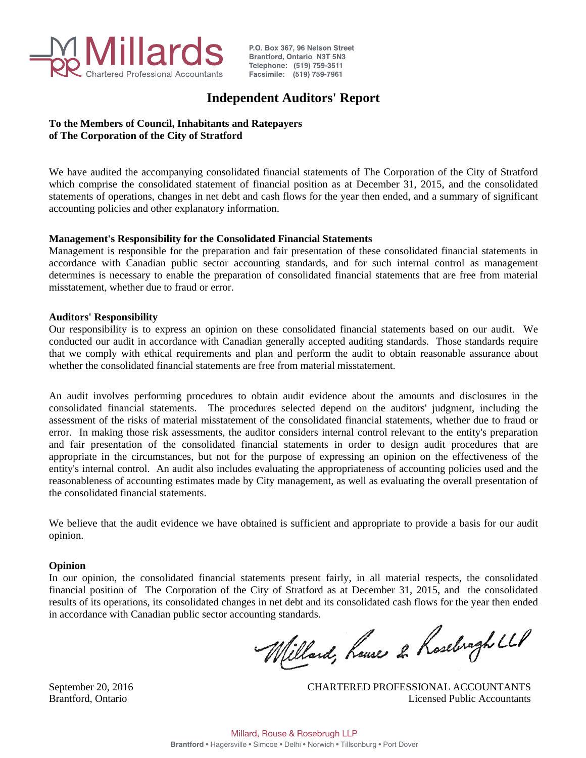Millards
Chartered Professional Accountants

P.O. Box 367, 96 Nelson Street
Brantford, Ontario N3T 5N3
Telephone: (519) 759-3511
Facsimile: (519) 759-7961

# Independent Auditors' Report

**To the Members of Council, Inhabitants and Ratepayers**
**of The Corporation of the City of Stratford**

We have audited the accompanying consolidated financial statements of The Corporation of the City of Stratford which comprise the consolidated statement of financial position as at December 31, 2015, and the consolidated statements of operations, changes in net debt and cash flows for the year then ended, and a summary of significant accounting policies and other explanatory information.

**Management's Responsibility for the Consolidated Financial Statements**

Management is responsible for the preparation and fair presentation of these consolidated financial statements in accordance with Canadian public sector accounting standards, and for such internal control as management determines is necessary to enable the preparation of consolidated financial statements that are free from material misstatement, whether due to fraud or error.

**Auditors' Responsibility**

Our responsibility is to express an opinion on these consolidated financial statements based on our audit. We conducted our audit in accordance with Canadian generally accepted auditing standards. Those standards require that we comply with ethical requirements and plan and perform the audit to obtain reasonable assurance about whether the consolidated financial statements are free from material misstatement.

An audit involves performing procedures to obtain audit evidence about the amounts and disclosures in the consolidated financial statements. The procedures selected depend on the auditors' judgment, including the assessment of the risks of material misstatement of the consolidated financial statements, whether due to fraud or error. In making those risk assessments, the auditor considers internal control relevant to the entity's preparation and fair presentation of the consolidated financial statements in order to design audit procedures that are appropriate in the circumstances, but not for the purpose of expressing an opinion on the effectiveness of the entity's internal control. An audit also includes evaluating the appropriateness of accounting policies used and the reasonableness of accounting estimates made by City management, as well as evaluating the overall presentation of the consolidated financial statements.

We believe that the audit evidence we have obtained is sufficient and appropriate to provide a basis for our audit opinion.

**Opinion**

In our opinion, the consolidated financial statements present fairly, in all material respects, the consolidated financial position of The Corporation of the City of Stratford as at December 31, 2015, and the consolidated results of its operations, its consolidated changes in net debt and its consolidated cash flows for the year then ended in accordance with Canadian public sector accounting standards.

Millard, Rouse & Rosebrugh LLP

September 20, 2016
Brantford, Ontario

CHARTERED PROFESSIONAL ACCOUNTANTS
Licensed Public Accountants

Millard, Rouse & Rosebrugh LLP
**Brantford** • Hagersville • Simcoe • Delhi • Norwich • Tillsonburg • Port Dover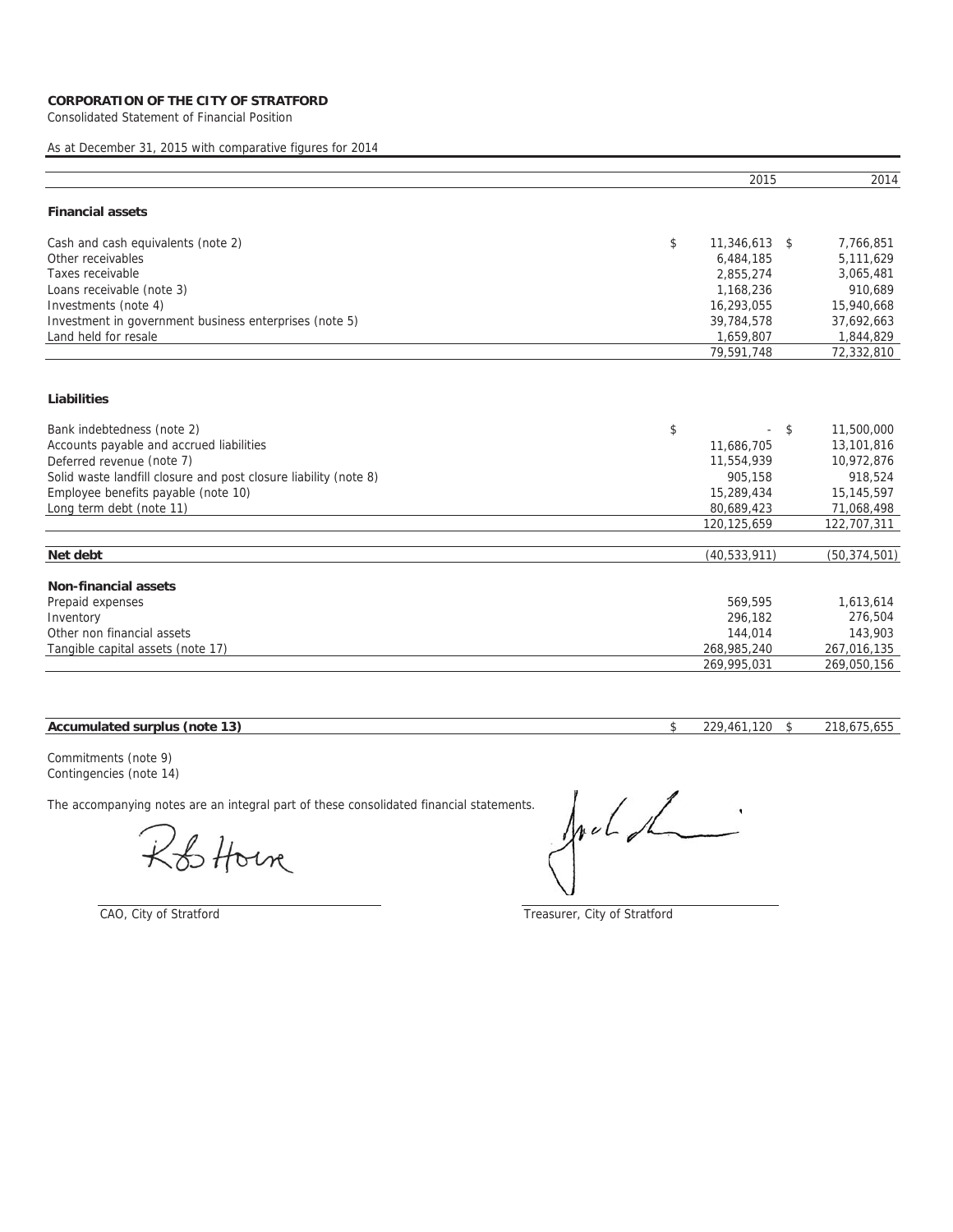**CORPORATION OF THE CITY OF STRATFORD**

Consolidated Statement of Financial Position

As at December 31, 2015 with comparative figures for 2014

| | 2015 | 2014 |
|---|---|---|
| **Financial assets** | | |
| Cash and cash equivalents (note 2) | $ 11,346,613 | $ 7,766,851 |
| Other receivables | 6,484,185 | 5,111,629 |
| Taxes receivable | 2,855,274 | 3,065,481 |
| Loans receivable (note 3) | 1,168,236 | 910,689 |
| Investments (note 4) | 16,293,055 | 15,940,668 |
| Investment in government business enterprises (note 5) | 39,784,578 | 37,692,663 |
| Land held for resale | 1,659,807 | 1,844,829 |
| | 79,591,748 | 72,332,810 |
| **Liabilities** | | |
| Bank indebtedness (note 2) | $ - | $ 11,500,000 |
| Accounts payable and accrued liabilities | 11,686,705 | 13,101,816 |
| Deferred revenue (note 7) | 11,554,939 | 10,972,876 |
| Solid waste landfill closure and post closure liability (note 8) | 905,158 | 918,524 |
| Employee benefits payable (note 10) | 15,289,434 | 15,145,597 |
| Long term debt (note 11) | 80,689,423 | 71,068,498 |
| | 120,125,659 | 122,707,311 |
| **Net debt** | (40,533,911) | (50,374,501) |
| **Non-financial assets** | | |
| Prepaid expenses | 569,595 | 1,613,614 |
| Inventory | 296,182 | 276,504 |
| Other non financial assets | 144,014 | 143,903 |
| Tangible capital assets (note 17) | 268,985,240 | 267,016,135 |
| | 269,995,031 | 269,050,156 |
| **Accumulated surplus (note 13)** | $ 229,461,120 | $ 218,675,655 |

Commitments (note 9)
Contingencies (note 14)

The accompanying notes are an integral part of these consolidated financial statements.

CAO, City of Stratford

Treasurer, City of Stratford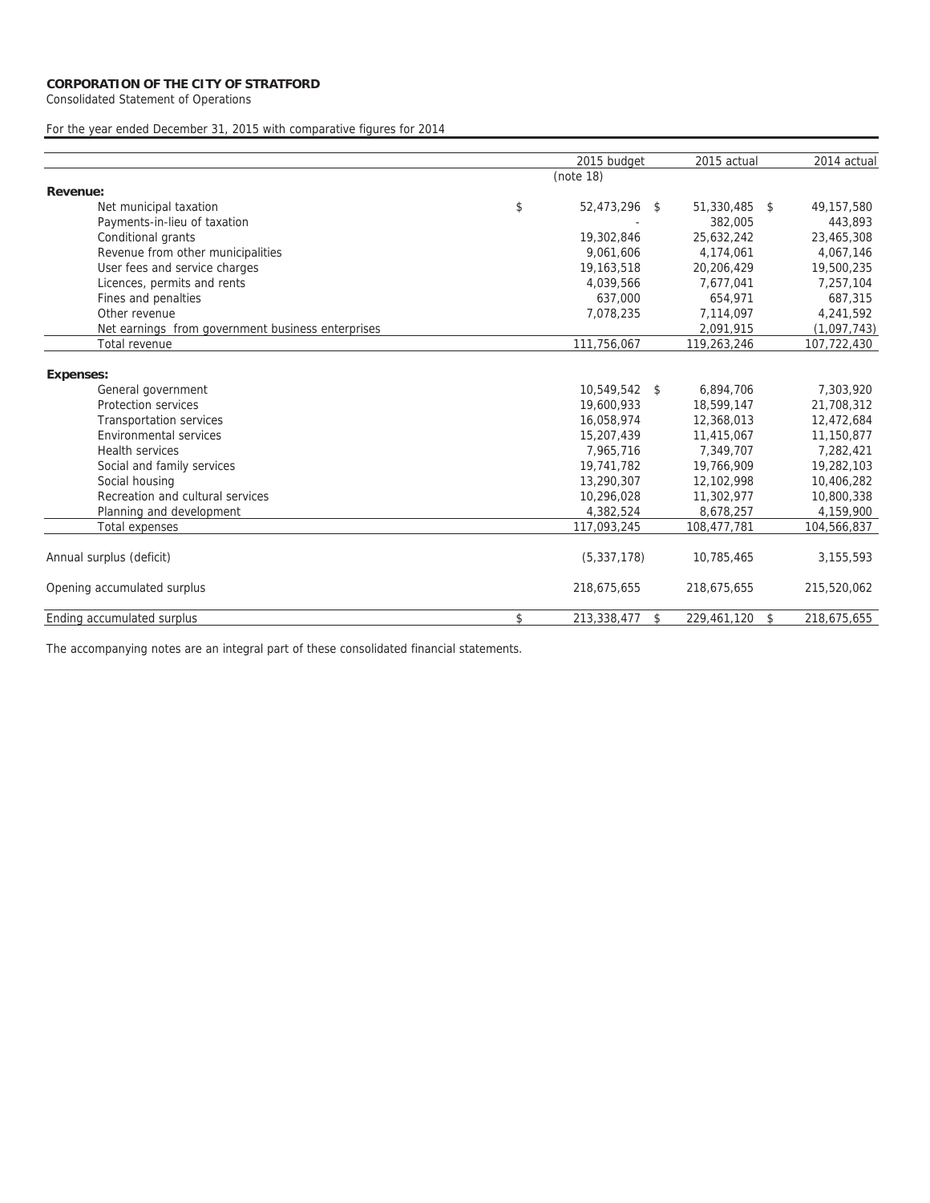**CORPORATION OF THE CITY OF STRATFORD**

Consolidated Statement of Operations

For the year ended December 31, 2015 with comparative figures for 2014

| | 2015 budget | 2015 actual | 2014 actual |
|---|---|---|---|
| | (note 18) | | |
| **Revenue:** | | | |
| Net municipal taxation | $ 52,473,296 | $ 51,330,485 | $ 49,157,580 |
| Payments-in-lieu of taxation | - | 382,005 | 443,893 |
| Conditional grants | 19,302,846 | 25,632,242 | 23,465,308 |
| Revenue from other municipalities | 9,061,606 | 4,174,061 | 4,067,146 |
| User fees and service charges | 19,163,518 | 20,206,429 | 19,500,235 |
| Licences, permits and rents | 4,039,566 | 7,677,041 | 7,257,104 |
| Fines and penalties | 637,000 | 654,971 | 687,315 |
| Other revenue | 7,078,235 | 7,114,097 | 4,241,592 |
| Net earnings from government business enterprises | | 2,091,915 | (1,097,743) |
| Total revenue | 111,756,067 | 119,263,246 | 107,722,430 |
| **Expenses:** | | | |
| General government | 10,549,542 | $ 6,894,706 | 7,303,920 |
| Protection services | 19,600,933 | 18,599,147 | 21,708,312 |
| Transportation services | 16,058,974 | 12,368,013 | 12,472,684 |
| Environmental services | 15,207,439 | 11,415,067 | 11,150,877 |
| Health services | 7,965,716 | 7,349,707 | 7,282,421 |
| Social and family services | 19,741,782 | 19,766,909 | 19,282,103 |
| Social housing | 13,290,307 | 12,102,998 | 10,406,282 |
| Recreation and cultural services | 10,296,028 | 11,302,977 | 10,800,338 |
| Planning and development | 4,382,524 | 8,678,257 | 4,159,900 |
| Total expenses | 117,093,245 | 108,477,781 | 104,566,837 |
| Annual surplus (deficit) | (5,337,178) | 10,785,465 | 3,155,593 |
| Opening accumulated surplus | 218,675,655 | 218,675,655 | 215,520,062 |
| Ending accumulated surplus | $ 213,338,477 | $ 229,461,120 | $ 218,675,655 |

The accompanying notes are an integral part of these consolidated financial statements.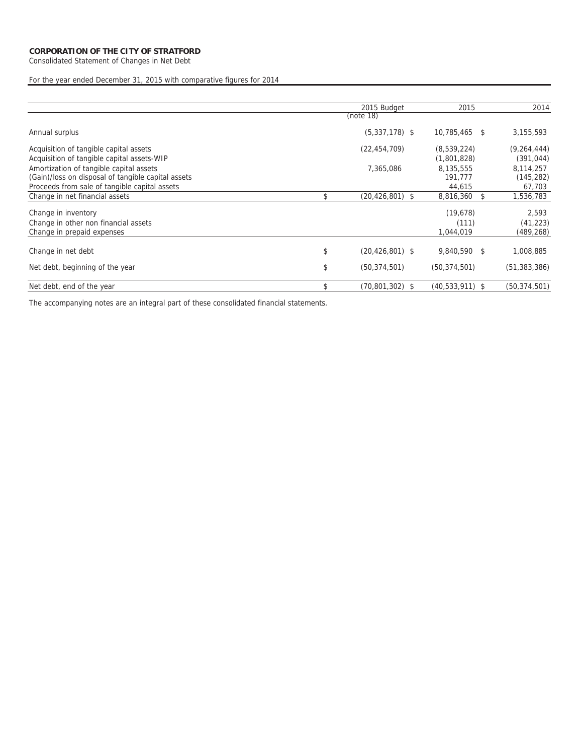**CORPORATION OF THE CITY OF STRATFORD**
Consolidated Statement of Changes in Net Debt

For the year ended December 31, 2015 with comparative figures for 2014

| | 2015 Budget (note 18) | 2015 | 2014 |
|---|---|---|---|
| Annual surplus | (5,337,178) $ | 10,785,465 $ | 3,155,593 |
| Acquisition of tangible capital assets | (22,454,709) | (8,539,224) | (9,264,444) |
| Acquisition of tangible capital assets-WIP | | (1,801,828) | (391,044) |
| Amortization of tangible capital assets | 7,365,086 | 8,135,555 | 8,114,257 |
| (Gain)/loss on disposal of tangible capital assets | | 191,777 | (145,282) |
| Proceeds from sale of tangible capital assets | | 44,615 | 67,703 |
| Change in net financial assets | $ (20,426,801) $ | 8,816,360 $ | 1,536,783 |
| Change in inventory | | (19,678) | 2,593 |
| Change in other non financial assets | | (111) | (41,223) |
| Change in prepaid expenses | | 1,044,019 | (489,268) |
| Change in net debt | $ (20,426,801) $ | 9,840,590 $ | 1,008,885 |
| Net debt, beginning of the year | $ (50,374,501) | (50,374,501) | (51,383,386) |
| Net debt, end of the year | $ (70,801,302) $ | (40,533,911) $ | (50,374,501) |

The accompanying notes are an integral part of these consolidated financial statements.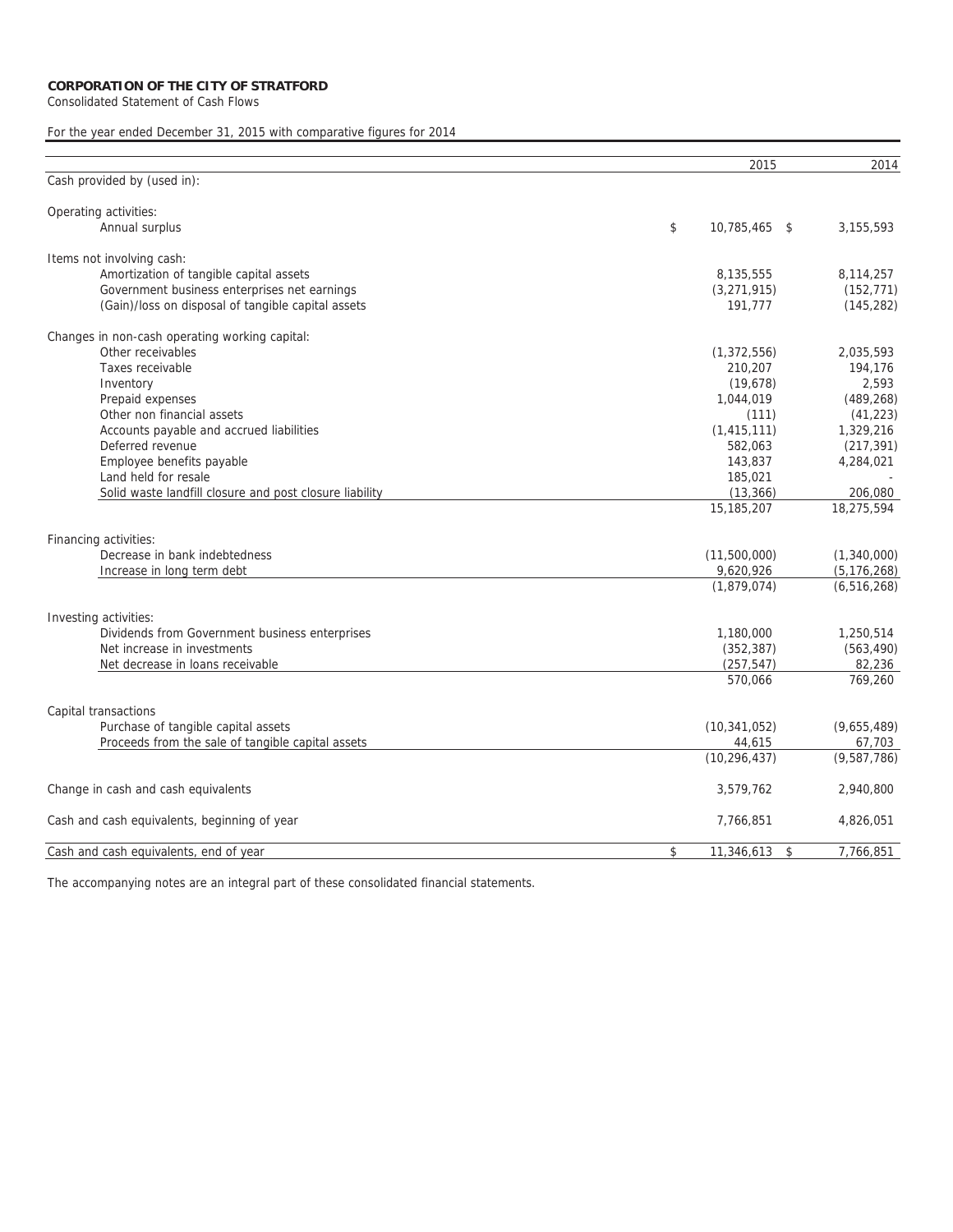**CORPORATION OF THE CITY OF STRATFORD**

Consolidated Statement of Cash Flows

For the year ended December 31, 2015 with comparative figures for 2014

| | 2015 | 2014 |
|---|---|---|
| Cash provided by (used in): | | |
| | | |
| Operating activities: | | |
| Annual surplus | $ 10,785,465 | $ 3,155,593 |
| | | |
| Items not involving cash: | | |
| Amortization of tangible capital assets | 8,135,555 | 8,114,257 |
| Government business enterprises net earnings | (3,271,915) | (152,771) |
| (Gain)/loss on disposal of tangible capital assets | 191,777 | (145,282) |
| | | |
| Changes in non-cash operating working capital: | | |
| Other receivables | (1,372,556) | 2,035,593 |
| Taxes receivable | 210,207 | 194,176 |
| Inventory | (19,678) | 2,593 |
| Prepaid expenses | 1,044,019 | (489,268) |
| Other non financial assets | (111) | (41,223) |
| Accounts payable and accrued liabilities | (1,415,111) | 1,329,216 |
| Deferred revenue | 582,063 | (217,391) |
| Employee benefits payable | 143,837 | 4,284,021 |
| Land held for resale | 185,021 | - |
| Solid waste landfill closure and post closure liability | (13,366) | 206,080 |
| | 15,185,207 | 18,275,594 |
| | | |
| Financing activities: | | |
| Decrease in bank indebtedness | (11,500,000) | (1,340,000) |
| Increase in long term debt | 9,620,926 | (5,176,268) |
| | (1,879,074) | (6,516,268) |
| | | |
| Investing activities: | | |
| Dividends from Government business enterprises | 1,180,000 | 1,250,514 |
| Net increase in investments | (352,387) | (563,490) |
| Net decrease in loans receivable | (257,547) | 82,236 |
| | 570,066 | 769,260 |
| | | |
| Capital transactions | | |
| Purchase of tangible capital assets | (10,341,052) | (9,655,489) |
| Proceeds from the sale of tangible capital assets | 44,615 | 67,703 |
| | (10,296,437) | (9,587,786) |
| | | |
| Change in cash and cash equivalents | 3,579,762 | 2,940,800 |
| | | |
| Cash and cash equivalents, beginning of year | 7,766,851 | 4,826,051 |
| | | |
| Cash and cash equivalents, end of year | $ 11,346,613 | $ 7,766,851 |

The accompanying notes are an integral part of these consolidated financial statements.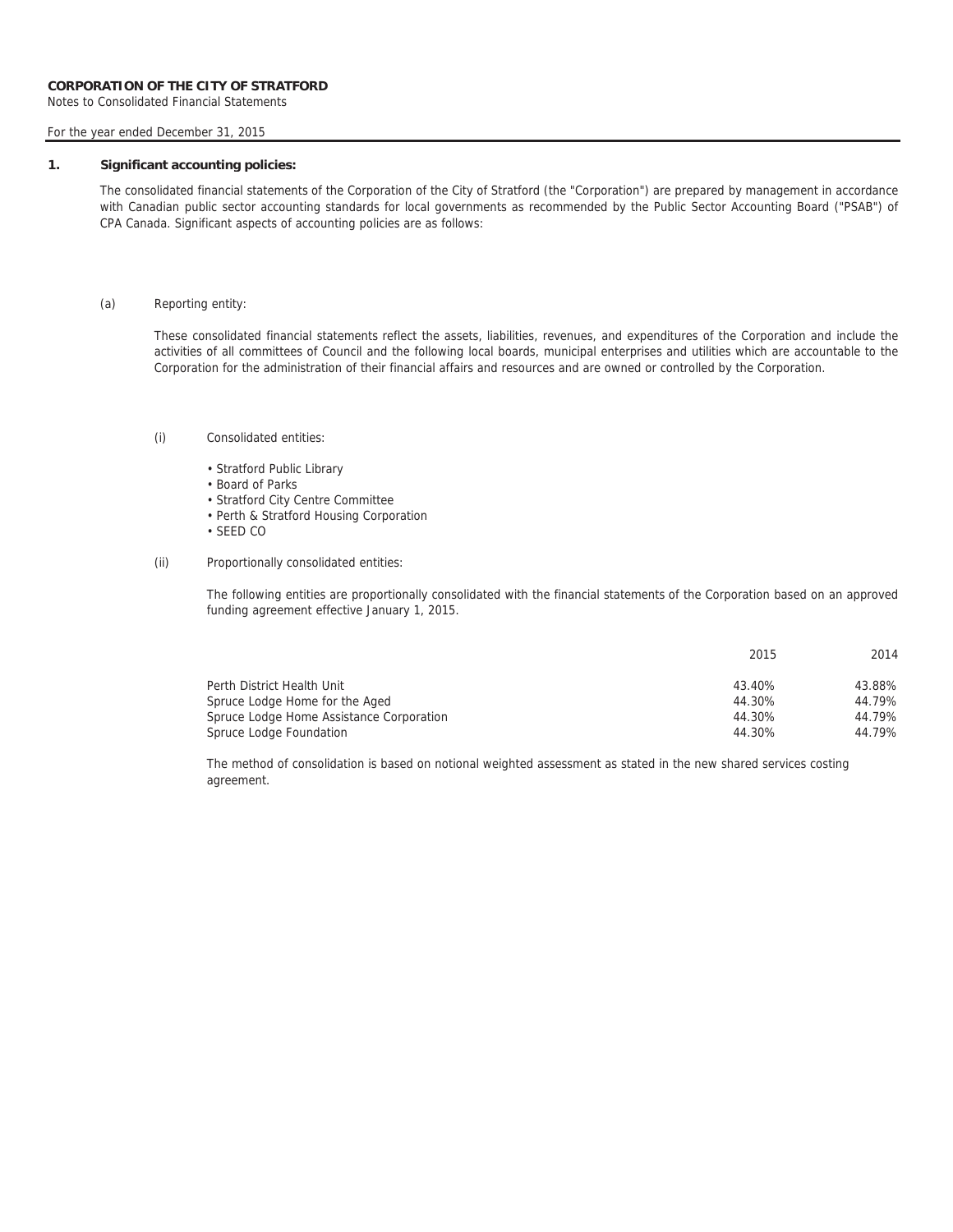**CORPORATION OF THE CITY OF STRATFORD**
Notes to Consolidated Financial Statements

For the year ended December 31, 2015

## 1. Significant accounting policies:

The consolidated financial statements of the Corporation of the City of Stratford (the "Corporation") are prepared by management in accordance with Canadian public sector accounting standards for local governments as recommended by the Public Sector Accounting Board ("PSAB") of CPA Canada. Significant aspects of accounting policies are as follows:

### (a) Reporting entity:

These consolidated financial statements reflect the assets, liabilities, revenues, and expenditures of the Corporation and include the activities of all committees of Council and the following local boards, municipal enterprises and utilities which are accountable to the Corporation for the administration of their financial affairs and resources and are owned or controlled by the Corporation.

(i) Consolidated entities:

- Stratford Public Library
- Board of Parks
- Stratford City Centre Committee
- Perth & Stratford Housing Corporation
- SEED CO

(ii) Proportionally consolidated entities:

The following entities are proportionally consolidated with the financial statements of the Corporation based on an approved funding agreement effective January 1, 2015.

| | 2015 | 2014 |
|---|---|---|
| Perth District Health Unit | 43.40% | 43.88% |
| Spruce Lodge Home for the Aged | 44.30% | 44.79% |
| Spruce Lodge Home Assistance Corporation | 44.30% | 44.79% |
| Spruce Lodge Foundation | 44.30% | 44.79% |

The method of consolidation is based on notional weighted assessment as stated in the new shared services costing agreement.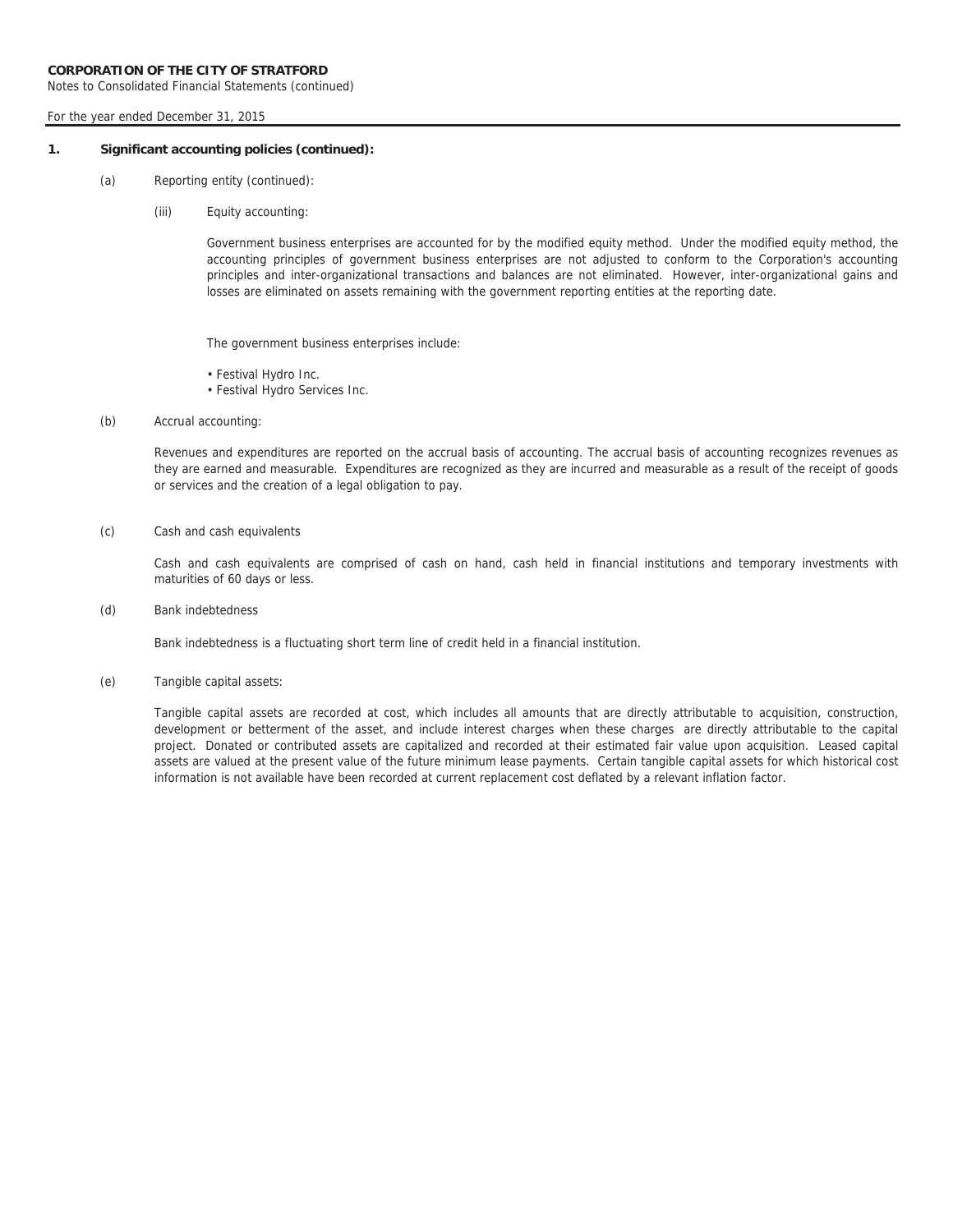**CORPORATION OF THE CITY OF STRATFORD**
Notes to Consolidated Financial Statements (continued)

For the year ended December 31, 2015

## 1. Significant accounting policies (continued):

(a) Reporting entity (continued):

(iii) Equity accounting:

Government business enterprises are accounted for by the modified equity method. Under the modified equity method, the accounting principles of government business enterprises are not adjusted to conform to the Corporation's accounting principles and inter-organizational transactions and balances are not eliminated. However, inter-organizational gains and losses are eliminated on assets remaining with the government reporting entities at the reporting date.

The government business enterprises include:

- Festival Hydro Inc.
- Festival Hydro Services Inc.

(b) Accrual accounting:

Revenues and expenditures are reported on the accrual basis of accounting. The accrual basis of accounting recognizes revenues as they are earned and measurable. Expenditures are recognized as they are incurred and measurable as a result of the receipt of goods or services and the creation of a legal obligation to pay.

(c) Cash and cash equivalents

Cash and cash equivalents are comprised of cash on hand, cash held in financial institutions and temporary investments with maturities of 60 days or less.

(d) Bank indebtedness

Bank indebtedness is a fluctuating short term line of credit held in a financial institution.

(e) Tangible capital assets:

Tangible capital assets are recorded at cost, which includes all amounts that are directly attributable to acquisition, construction, development or betterment of the asset, and include interest charges when these charges are directly attributable to the capital project. Donated or contributed assets are capitalized and recorded at their estimated fair value upon acquisition. Leased capital assets are valued at the present value of the future minimum lease payments. Certain tangible capital assets for which historical cost information is not available have been recorded at current replacement cost deflated by a relevant inflation factor.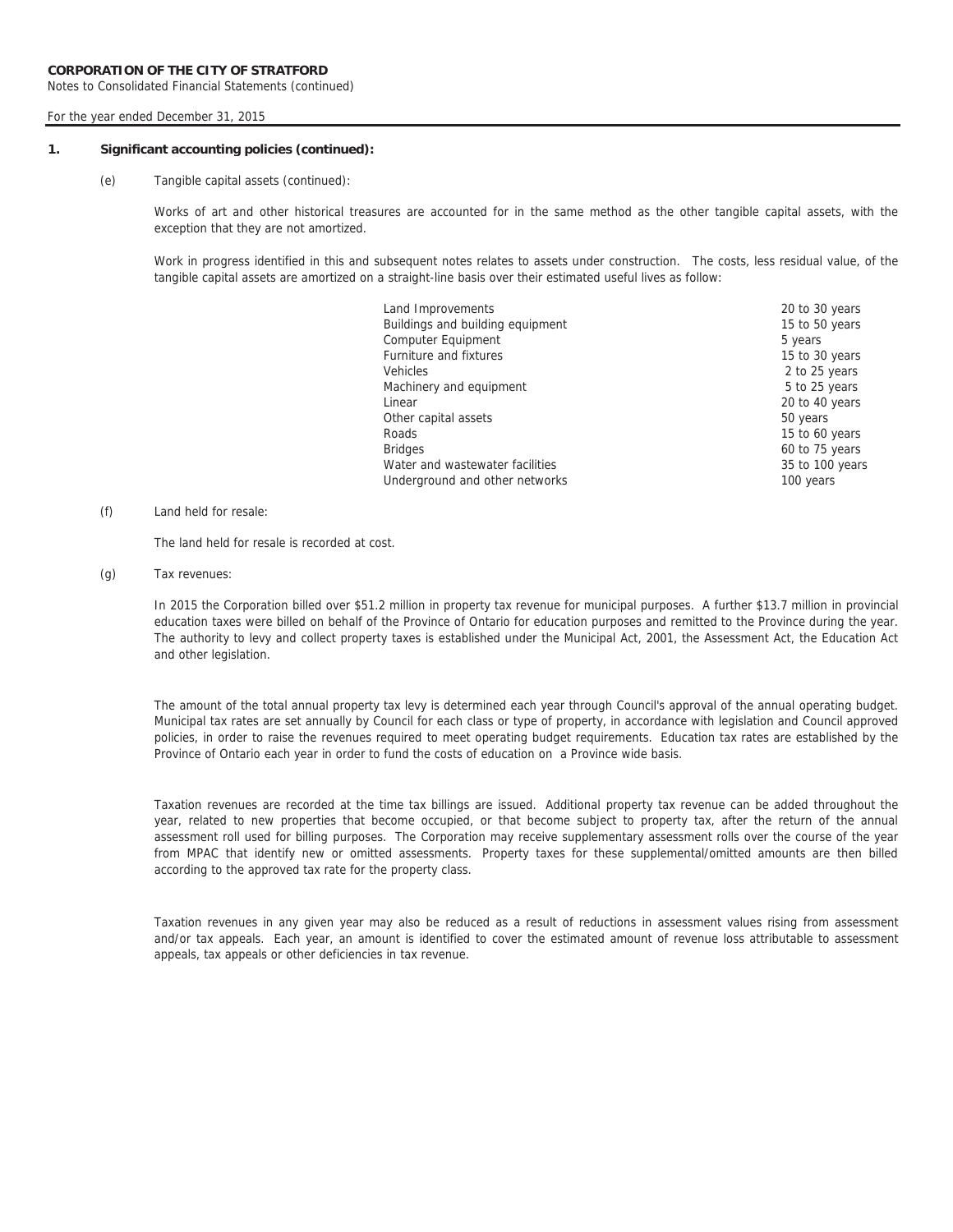**CORPORATION OF THE CITY OF STRATFORD**

Notes to Consolidated Financial Statements (continued)

For the year ended December 31, 2015

**1. Significant accounting policies (continued):**

(e) Tangible capital assets (continued):

Works of art and other historical treasures are accounted for in the same method as the other tangible capital assets, with the exception that they are not amortized.

Work in progress identified in this and subsequent notes relates to assets under construction. The costs, less residual value, of the tangible capital assets are amortized on a straight-line basis over their estimated useful lives as follow:

| | |
|---|---|
| Land Improvements | 20 to 30 years |
| Buildings and building equipment | 15 to 50 years |
| Computer Equipment | 5 years |
| Furniture and fixtures | 15 to 30 years |
| Vehicles | 2 to 25 years |
| Machinery and equipment | 5 to 25 years |
| Linear | 20 to 40 years |
| Other capital assets | 50 years |
| Roads | 15 to 60 years |
| Bridges | 60 to 75 years |
| Water and wastewater facilities | 35 to 100 years |
| Underground and other networks | 100 years |

(f) Land held for resale:

The land held for resale is recorded at cost.

(g) Tax revenues:

In 2015 the Corporation billed over $51.2 million in property tax revenue for municipal purposes. A further $13.7 million in provincial education taxes were billed on behalf of the Province of Ontario for education purposes and remitted to the Province during the year. The authority to levy and collect property taxes is established under the Municipal Act, 2001, the Assessment Act, the Education Act and other legislation.

The amount of the total annual property tax levy is determined each year through Council's approval of the annual operating budget. Municipal tax rates are set annually by Council for each class or type of property, in accordance with legislation and Council approved policies, in order to raise the revenues required to meet operating budget requirements. Education tax rates are established by the Province of Ontario each year in order to fund the costs of education on a Province wide basis.

Taxation revenues are recorded at the time tax billings are issued. Additional property tax revenue can be added throughout the year, related to new properties that become occupied, or that become subject to property tax, after the return of the annual assessment roll used for billing purposes. The Corporation may receive supplementary assessment rolls over the course of the year from MPAC that identify new or omitted assessments. Property taxes for these supplemental/omitted amounts are then billed according to the approved tax rate for the property class.

Taxation revenues in any given year may also be reduced as a result of reductions in assessment values rising from assessment and/or tax appeals. Each year, an amount is identified to cover the estimated amount of revenue loss attributable to assessment appeals, tax appeals or other deficiencies in tax revenue.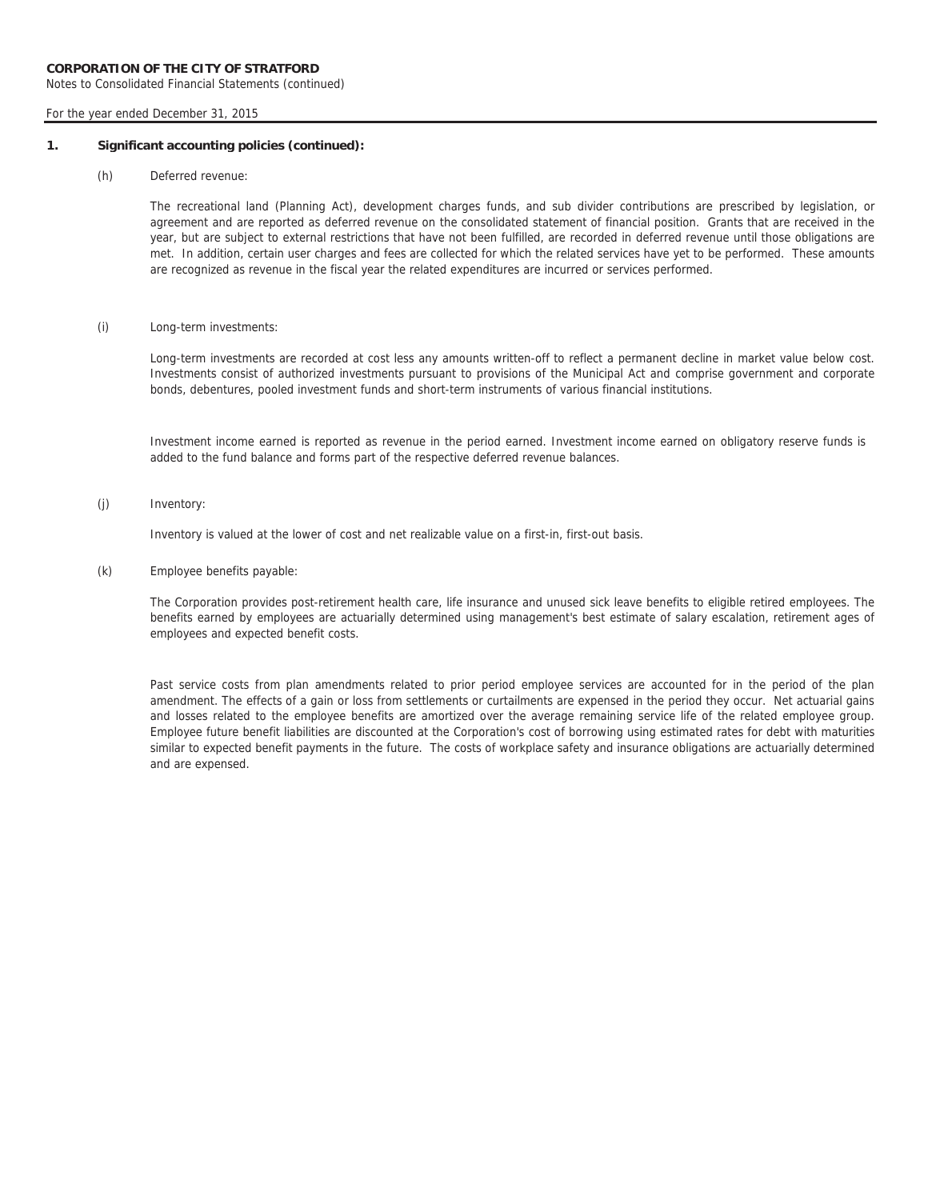## 1. Significant accounting policies (continued):

### (h) Deferred revenue:

The recreational land (Planning Act), development charges funds, and sub divider contributions are prescribed by legislation, or agreement and are reported as deferred revenue on the consolidated statement of financial position. Grants that are received in the year, but are subject to external restrictions that have not been fulfilled, are recorded in deferred revenue until those obligations are met. In addition, certain user charges and fees are collected for which the related services have yet to be performed. These amounts are recognized as revenue in the fiscal year the related expenditures are incurred or services performed.

### (i) Long-term investments:

Long-term investments are recorded at cost less any amounts written-off to reflect a permanent decline in market value below cost. Investments consist of authorized investments pursuant to provisions of the Municipal Act and comprise government and corporate bonds, debentures, pooled investment funds and short-term instruments of various financial institutions.

Investment income earned is reported as revenue in the period earned. Investment income earned on obligatory reserve funds is added to the fund balance and forms part of the respective deferred revenue balances.

### (j) Inventory:

Inventory is valued at the lower of cost and net realizable value on a first-in, first-out basis.

### (k) Employee benefits payable:

The Corporation provides post-retirement health care, life insurance and unused sick leave benefits to eligible retired employees. The benefits earned by employees are actuarially determined using management's best estimate of salary escalation, retirement ages of employees and expected benefit costs.

Past service costs from plan amendments related to prior period employee services are accounted for in the period of the plan amendment. The effects of a gain or loss from settlements or curtailments are expensed in the period they occur. Net actuarial gains and losses related to the employee benefits are amortized over the average remaining service life of the related employee group. Employee future benefit liabilities are discounted at the Corporation's cost of borrowing using estimated rates for debt with maturities similar to expected benefit payments in the future. The costs of workplace safety and insurance obligations are actuarially determined and are expensed.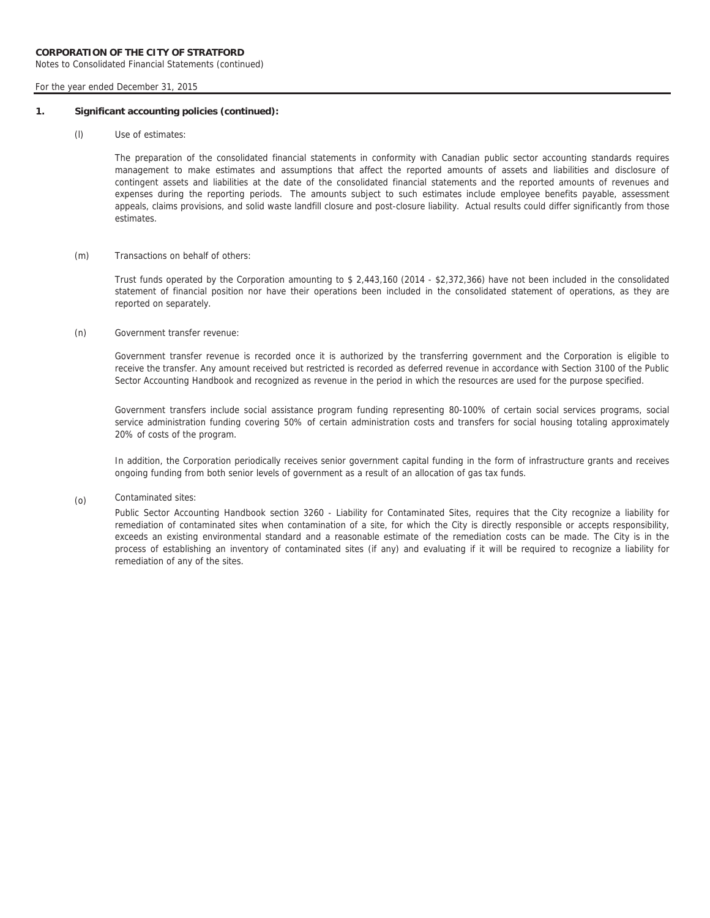## 1. Significant accounting policies (continued):

(l) Use of estimates:

The preparation of the consolidated financial statements in conformity with Canadian public sector accounting standards requires management to make estimates and assumptions that affect the reported amounts of assets and liabilities and disclosure of contingent assets and liabilities at the date of the consolidated financial statements and the reported amounts of revenues and expenses during the reporting periods. The amounts subject to such estimates include employee benefits payable, assessment appeals, claims provisions, and solid waste landfill closure and post-closure liability. Actual results could differ significantly from those estimates.

(m) Transactions on behalf of others:

Trust funds operated by the Corporation amounting to $ 2,443,160 (2014 - $2,372,366) have not been included in the consolidated statement of financial position nor have their operations been included in the consolidated statement of operations, as they are reported on separately.

(n) Government transfer revenue:

Government transfer revenue is recorded once it is authorized by the transferring government and the Corporation is eligible to receive the transfer. Any amount received but restricted is recorded as deferred revenue in accordance with Section 3100 of the Public Sector Accounting Handbook and recognized as revenue in the period in which the resources are used for the purpose specified.

Government transfers include social assistance program funding representing 80-100% of certain social services programs, social service administration funding covering 50% of certain administration costs and transfers for social housing totaling approximately 20% of costs of the program.

In addition, the Corporation periodically receives senior government capital funding in the form of infrastructure grants and receives ongoing funding from both senior levels of government as a result of an allocation of gas tax funds.

(o) Contaminated sites:

Public Sector Accounting Handbook section 3260 - Liability for Contaminated Sites, requires that the City recognize a liability for remediation of contaminated sites when contamination of a site, for which the City is directly responsible or accepts responsibility, exceeds an existing environmental standard and a reasonable estimate of the remediation costs can be made. The City is in the process of establishing an inventory of contaminated sites (if any) and evaluating if it will be required to recognize a liability for remediation of any of the sites.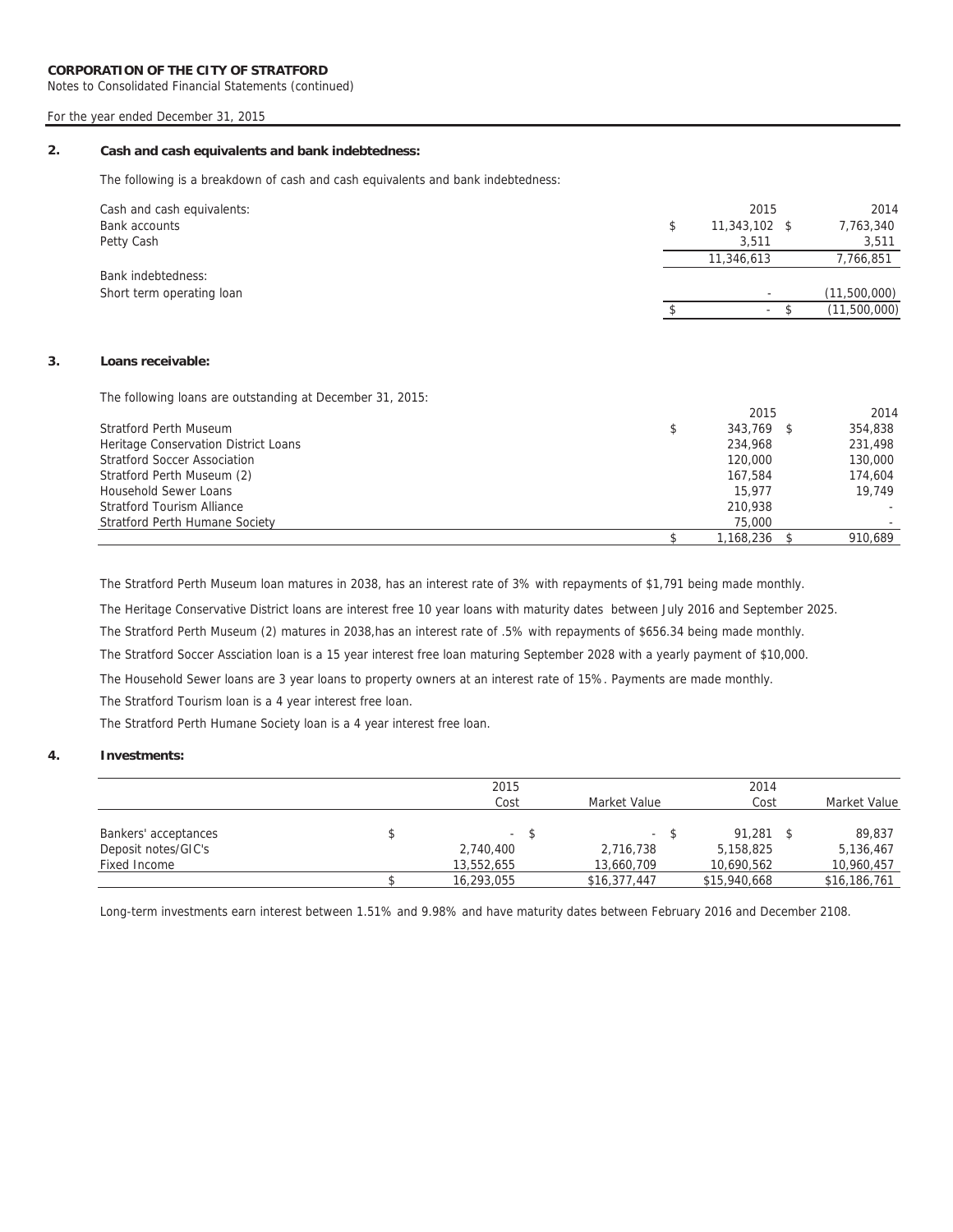**CORPORATION OF THE CITY OF STRATFORD**
Notes to Consolidated Financial Statements (continued)

For the year ended December 31, 2015

## 2. Cash and cash equivalents and bank indebtedness:

The following is a breakdown of cash and cash equivalents and bank indebtedness:

| | 2015 | 2014 |
|---|---|---|
| Cash and cash equivalents: | | |
| Bank accounts | $ 11,343,102 | $ 7,763,340 |
| Petty Cash | 3,511 | 3,511 |
| | 11,346,613 | 7,766,851 |
| Bank indebtedness: | | |
| Short term operating loan | - | (11,500,000) |
| | $ - | $ (11,500,000) |

## 3. Loans receivable:

The following loans are outstanding at December 31, 2015:

| | 2015 | 2014 |
|---|---|---|
| Stratford Perth Museum | $ 343,769 | $ 354,838 |
| Heritage Conservation District Loans | 234,968 | 231,498 |
| Stratford Soccer Association | 120,000 | 130,000 |
| Stratford Perth Museum (2) | 167,584 | 174,604 |
| Household Sewer Loans | 15,977 | 19,749 |
| Stratford Tourism Alliance | 210,938 | - |
| Stratford Perth Humane Society | 75,000 | - |
| | $ 1,168,236 | $ 910,689 |

The Stratford Perth Museum loan matures in 2038, has an interest rate of 3% with repayments of $1,791 being made monthly.

The Heritage Conservative District loans are interest free 10 year loans with maturity dates between July 2016 and September 2025.

The Stratford Perth Museum (2) matures in 2038,has an interest rate of .5% with repayments of $656.34 being made monthly.

The Stratford Soccer Assciation loan is a 15 year interest free loan maturing September 2028 with a yearly payment of $10,000.

The Household Sewer loans are 3 year loans to property owners at an interest rate of 15%. Payments are made monthly.

The Stratford Tourism loan is a 4 year interest free loan.

The Stratford Perth Humane Society loan is a 4 year interest free loan.

## 4. Investments:

| | 2015 | | 2014 | |
|---|---|---|---|---|
| | Cost | Market Value | Cost | Market Value |
| Bankers' acceptances | $ - | $ - | $ 91,281 | $ 89,837 |
| Deposit notes/GIC's | 2,740,400 | 2,716,738 | 5,158,825 | 5,136,467 |
| Fixed Income | 13,552,655 | 13,660,709 | 10,690,562 | 10,960,457 |
| | $ 16,293,055 | $16,377,447 | $15,940,668 | $16,186,761 |

Long-term investments earn interest between 1.51% and 9.98% and have maturity dates between February 2016 and December 2108.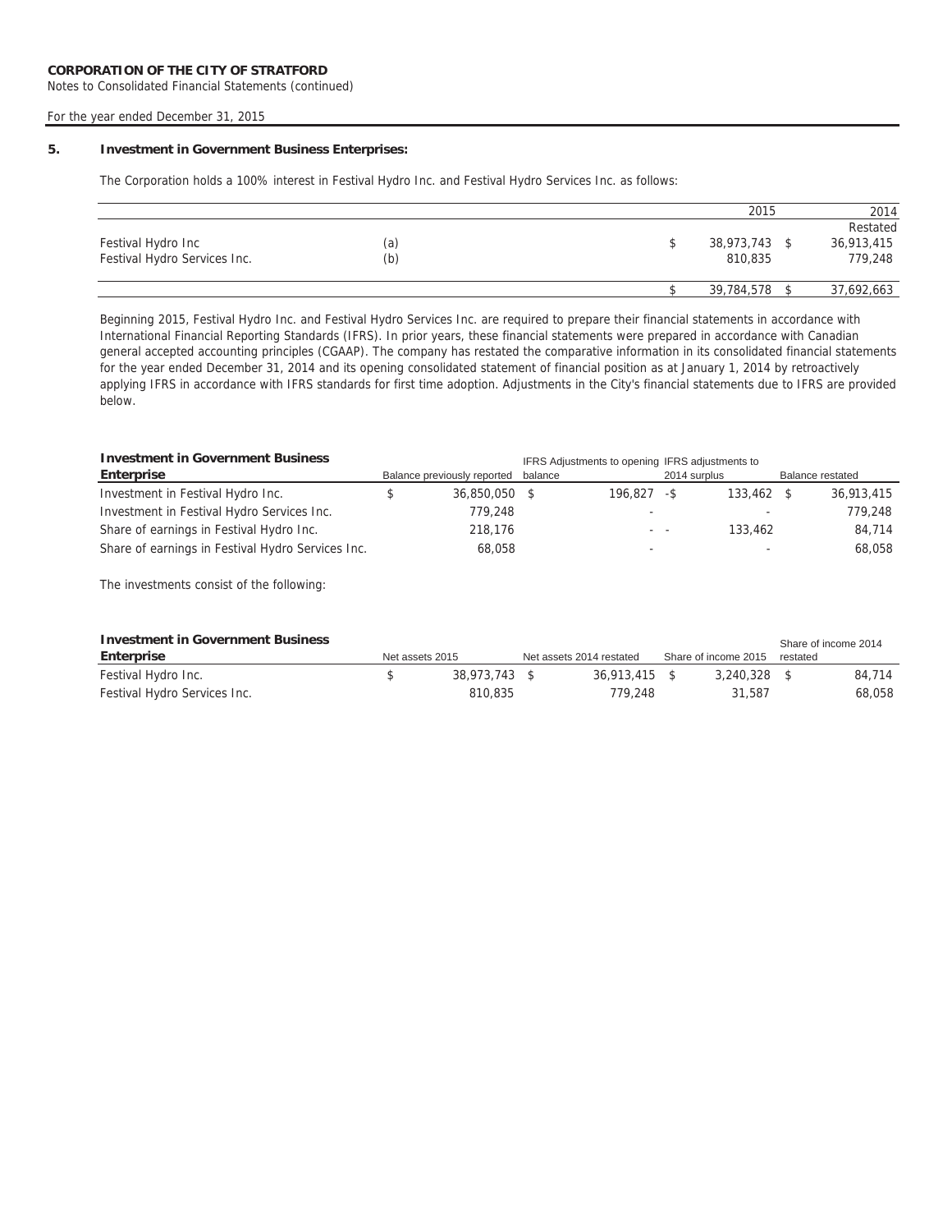**CORPORATION OF THE CITY OF STRATFORD**
Notes to Consolidated Financial Statements (continued)

For the year ended December 31, 2015

**5. Investment in Government Business Enterprises:**

The Corporation holds a 100% interest in Festival Hydro Inc. and Festival Hydro Services Inc. as follows:

| | | | 2015 | 2014 Restated |
|---|---|---|---|---|
| Festival Hydro Inc | (a) | $ | 38,973,743 | $ 36,913,415 |
| Festival Hydro Services Inc. | (b) | | 810,835 | 779,248 |
| | | $ | 39,784,578 | $ 37,692,663 |

Beginning 2015, Festival Hydro Inc. and Festival Hydro Services Inc. are required to prepare their financial statements in accordance with International Financial Reporting Standards (IFRS). In prior years, these financial statements were prepared in accordance with Canadian general accepted accounting principles (CGAAP). The company has restated the comparative information in its consolidated financial statements for the year ended December 31, 2014 and its opening consolidated statement of financial position as at January 1, 2014 by retroactively applying IFRS in accordance with IFRS standards for first time adoption. Adjustments in the City's financial statements due to IFRS are provided below.

| **Investment in Government Business Enterprise** | Balance previously reported | IFRS Adjustments to opening balance | IFRS adjustments to 2014 surplus | Balance restated |
|---|---|---|---|---|
| Investment in Festival Hydro Inc. | $ 36,850,050 | $ 196,827 | -$ 133,462 | $ 36,913,415 |
| Investment in Festival Hydro Services Inc. | 779,248 | - | - | 779,248 |
| Share of earnings in Festival Hydro Inc. | 218,176 | - - | 133,462 | 84,714 |
| Share of earnings in Festival Hydro Services Inc. | 68,058 | - | - | 68,058 |

The investments consist of the following:

| **Investment in Government Business Enterprise** | Net assets 2015 | Net assets 2014 restated | Share of income 2015 | Share of income 2014 restated |
|---|---|---|---|---|
| Festival Hydro Inc. | $ 38,973,743 | $ 36,913,415 | $ 3,240,328 | $ 84,714 |
| Festival Hydro Services Inc. | 810,835 | 779,248 | 31,587 | 68,058 |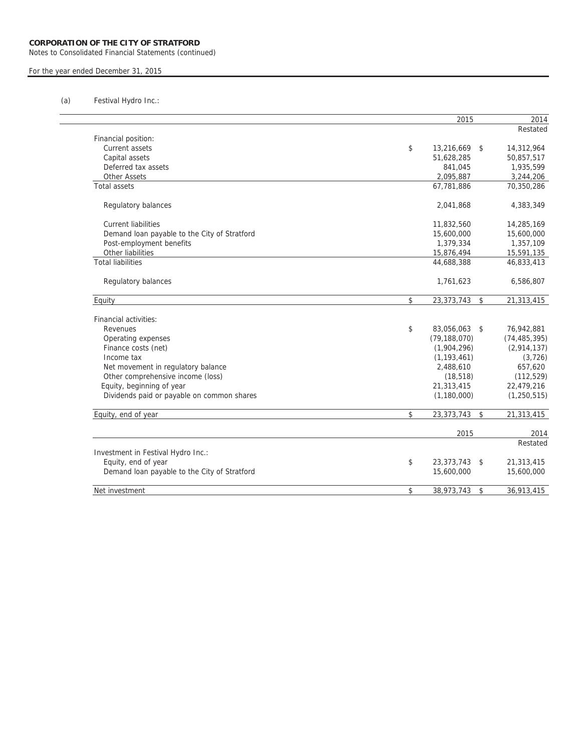**CORPORATION OF THE CITY OF STRATFORD**
Notes to Consolidated Financial Statements (continued)

For the year ended December 31, 2015

(a) Festival Hydro Inc.:

| | 2015 | 2014 Restated |
|---|---|---|
| Financial position: | | |
| Current assets | $ 13,216,669 | $ 14,312,964 |
| Capital assets | 51,628,285 | 50,857,517 |
| Deferred tax assets | 841,045 | 1,935,599 |
| Other Assets | 2,095,887 | 3,244,206 |
| Total assets | 67,781,886 | 70,350,286 |
| Regulatory balances | 2,041,868 | 4,383,349 |
| Current liabilities | 11,832,560 | 14,285,169 |
| Demand loan payable to the City of Stratford | 15,600,000 | 15,600,000 |
| Post-employment benefits | 1,379,334 | 1,357,109 |
| Other liabilities | 15,876,494 | 15,591,135 |
| Total liabilities | 44,688,388 | 46,833,413 |
| Regulatory balances | 1,761,623 | 6,586,807 |
| Equity | $ 23,373,743 | $ 21,313,415 |
| Financial activities: | | |
| Revenues | $ 83,056,063 | $ 76,942,881 |
| Operating expenses | (79,188,070) | (74,485,395) |
| Finance costs (net) | (1,904,296) | (2,914,137) |
| Income tax | (1,193,461) | (3,726) |
| Net movement in regulatory balance | 2,488,610 | 657,620 |
| Other comprehensive income (loss) | (18,518) | (112,529) |
| Equity, beginning of year | 21,313,415 | 22,479,216 |
| Dividends paid or payable on common shares | (1,180,000) | (1,250,515) |
| Equity, end of year | $ 23,373,743 | $ 21,313,415 |

| | 2015 | 2014 Restated |
|---|---|---|
| Investment in Festival Hydro Inc.: | | |
| Equity, end of year | $ 23,373,743 | $ 21,313,415 |
| Demand loan payable to the City of Stratford | 15,600,000 | 15,600,000 |
| Net investment | $ 38,973,743 | $ 36,913,415 |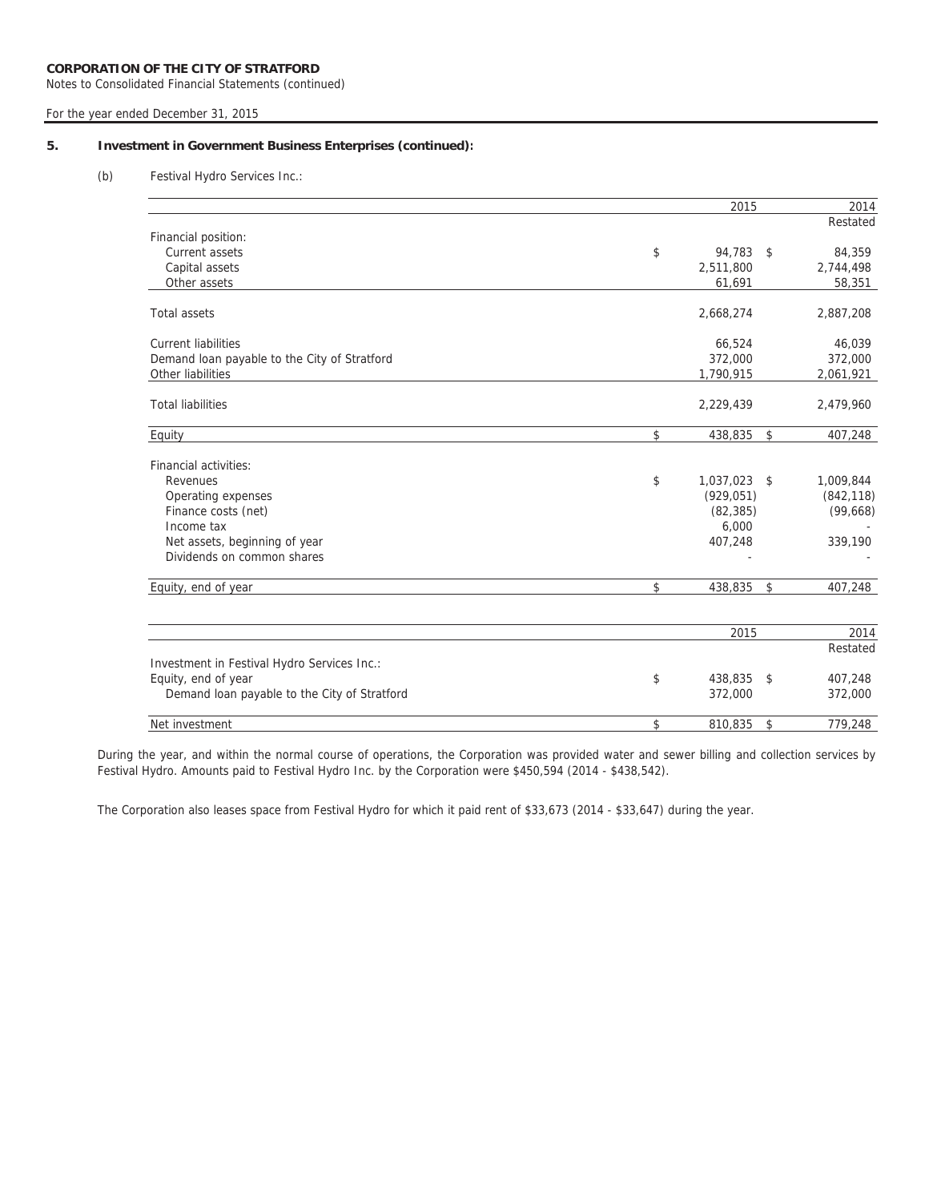**CORPORATION OF THE CITY OF STRATFORD**
Notes to Consolidated Financial Statements (continued)

For the year ended December 31, 2015

## 5. Investment in Government Business Enterprises (continued):

(b) Festival Hydro Services Inc.:

| | 2015 | 2014 Restated |
|---|---|---|
| Financial position: | | |
| Current assets | $ 94,783 | $ 84,359 |
| Capital assets | 2,511,800 | 2,744,498 |
| Other assets | 61,691 | 58,351 |
| Total assets | 2,668,274 | 2,887,208 |
| Current liabilities | 66,524 | 46,039 |
| Demand loan payable to the City of Stratford | 372,000 | 372,000 |
| Other liabilities | 1,790,915 | 2,061,921 |
| Total liabilities | 2,229,439 | 2,479,960 |
| Equity | $ 438,835 | $ 407,248 |
| Financial activities: | | |
| Revenues | $ 1,037,023 | $ 1,009,844 |
| Operating expenses | (929,051) | (842,118) |
| Finance costs (net) | (82,385) | (99,668) |
| Income tax | 6,000 | - |
| Net assets, beginning of year | 407,248 | 339,190 |
| Dividends on common shares | - | - |
| Equity, end of year | $ 438,835 | $ 407,248 |

| | 2015 | 2014 Restated |
|---|---|---|
| Investment in Festival Hydro Services Inc.: | | |
| Equity, end of year | $ 438,835 | $ 407,248 |
| Demand loan payable to the City of Stratford | 372,000 | 372,000 |
| Net investment | $ 810,835 | $ 779,248 |

During the year, and within the normal course of operations, the Corporation was provided water and sewer billing and collection services by Festival Hydro. Amounts paid to Festival Hydro Inc. by the Corporation were $450,594 (2014 - $438,542).

The Corporation also leases space from Festival Hydro for which it paid rent of $33,673 (2014 - $33,647) during the year.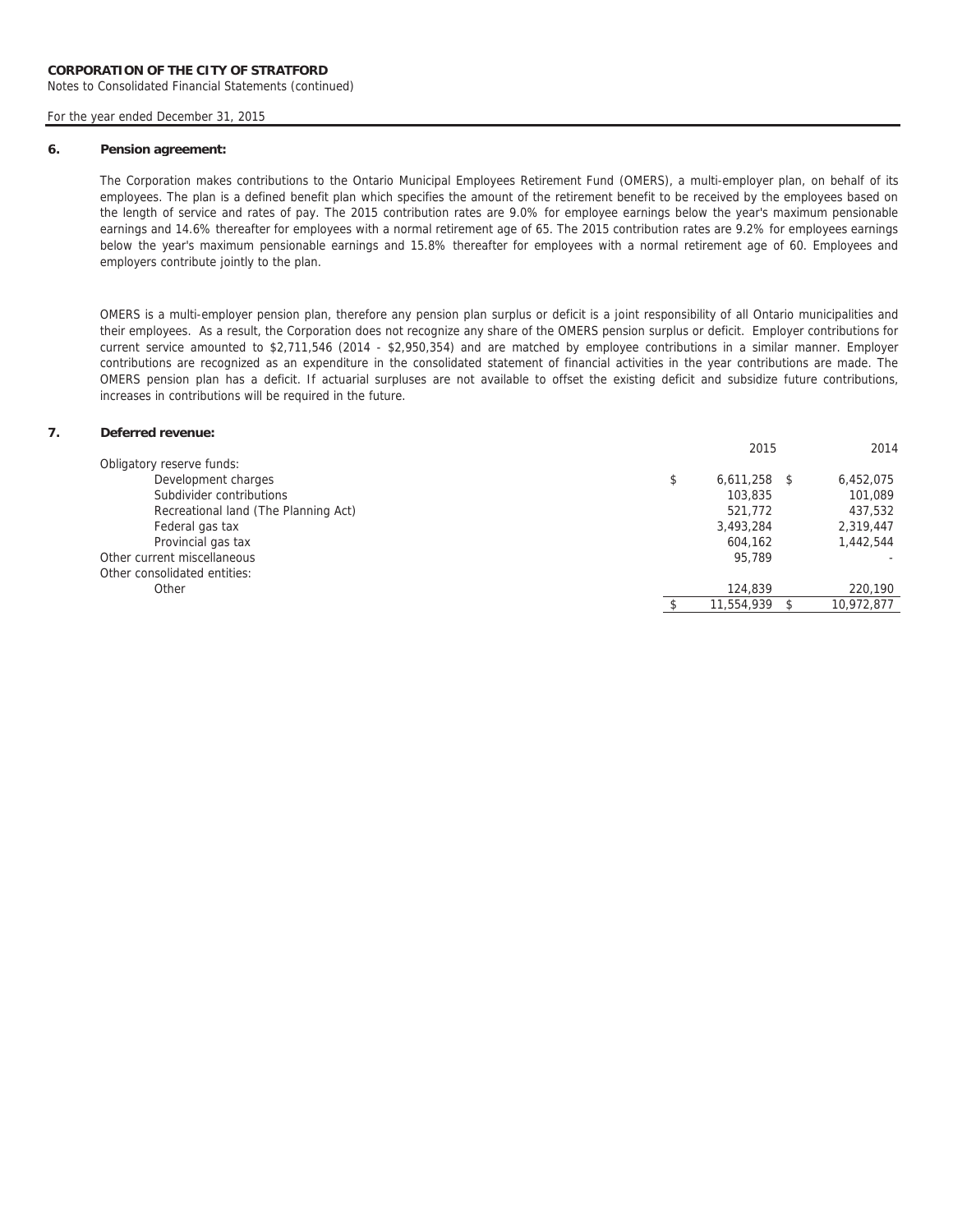**CORPORATION OF THE CITY OF STRATFORD**
Notes to Consolidated Financial Statements (continued)

For the year ended December 31, 2015

## 6. Pension agreement:

The Corporation makes contributions to the Ontario Municipal Employees Retirement Fund (OMERS), a multi-employer plan, on behalf of its employees. The plan is a defined benefit plan which specifies the amount of the retirement benefit to be received by the employees based on the length of service and rates of pay. The 2015 contribution rates are 9.0% for employee earnings below the year's maximum pensionable earnings and 14.6% thereafter for employees with a normal retirement age of 65. The 2015 contribution rates are 9.2% for employees earnings below the year's maximum pensionable earnings and 15.8% thereafter for employees with a normal retirement age of 60. Employees and employers contribute jointly to the plan.

OMERS is a multi-employer pension plan, therefore any pension plan surplus or deficit is a joint responsibility of all Ontario municipalities and their employees. As a result, the Corporation does not recognize any share of the OMERS pension surplus or deficit. Employer contributions for current service amounted to $2,711,546 (2014 - $2,950,354) and are matched by employee contributions in a similar manner. Employer contributions are recognized as an expenditure in the consolidated statement of financial activities in the year contributions are made. The OMERS pension plan has a deficit. If actuarial surpluses are not available to offset the existing deficit and subsidize future contributions, increases in contributions will be required in the future.

## 7. Deferred revenue:

| | 2015 | 2014 |
|---|---|---|
| Obligatory reserve funds: | | |
| Development charges | $ 6,611,258 | $ 6,452,075 |
| Subdivider contributions | 103,835 | 101,089 |
| Recreational land (The Planning Act) | 521,772 | 437,532 |
| Federal gas tax | 3,493,284 | 2,319,447 |
| Provincial gas tax | 604,162 | 1,442,544 |
| Other current miscellaneous | 95,789 | - |
| Other consolidated entities: | | |
| Other | 124,839 | 220,190 |
| | $ 11,554,939 | $ 10,972,877 |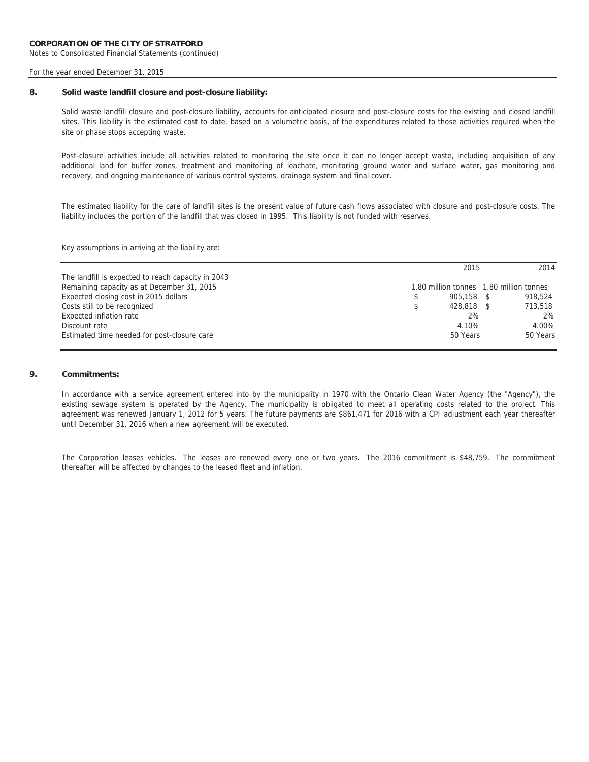**CORPORATION OF THE CITY OF STRATFORD**
Notes to Consolidated Financial Statements (continued)

For the year ended December 31, 2015

**8. Solid waste landfill closure and post-closure liability:**

Solid waste landfill closure and post-closure liability, accounts for anticipated closure and post-closure costs for the existing and closed landfill sites. This liability is the estimated cost to date, based on a volumetric basis, of the expenditures related to those activities required when the site or phase stops accepting waste.

Post-closure activities include all activities related to monitoring the site once it can no longer accept waste, including acquisition of any additional land for buffer zones, treatment and monitoring of leachate, monitoring ground water and surface water, gas monitoring and recovery, and ongoing maintenance of various control systems, drainage system and final cover.

The estimated liability for the care of landfill sites is the present value of future cash flows associated with closure and post-closure costs. The liability includes the portion of the landfill that was closed in 1995. This liability is not funded with reserves.

Key assumptions in arriving at the liability are:

| | 2015 | 2014 |
|---|---|---|
| The landfill is expected to reach capacity in 2043 | | |
| Remaining capacity as at December 31, 2015 | 1.80 million tonnes | 1.80 million tonnes |
| Expected closing cost in 2015 dollars | $ 905,158 | $ 918,524 |
| Costs still to be recognized | $ 428,818 | $ 713,518 |
| Expected inflation rate | 2% | 2% |
| Discount rate | 4.10% | 4.00% |
| Estimated time needed for post-closure care | 50 Years | 50 Years |

**9. Commitments:**

In accordance with a service agreement entered into by the municipality in 1970 with the Ontario Clean Water Agency (the "Agency"), the existing sewage system is operated by the Agency. The municipality is obligated to meet all operating costs related to the project. This agreement was renewed January 1, 2012 for 5 years. The future payments are $861,471 for 2016 with a CPI adjustment each year thereafter until December 31, 2016 when a new agreement will be executed.

The Corporation leases vehicles. The leases are renewed every one or two years. The 2016 commitment is $48,759. The commitment thereafter will be affected by changes to the leased fleet and inflation.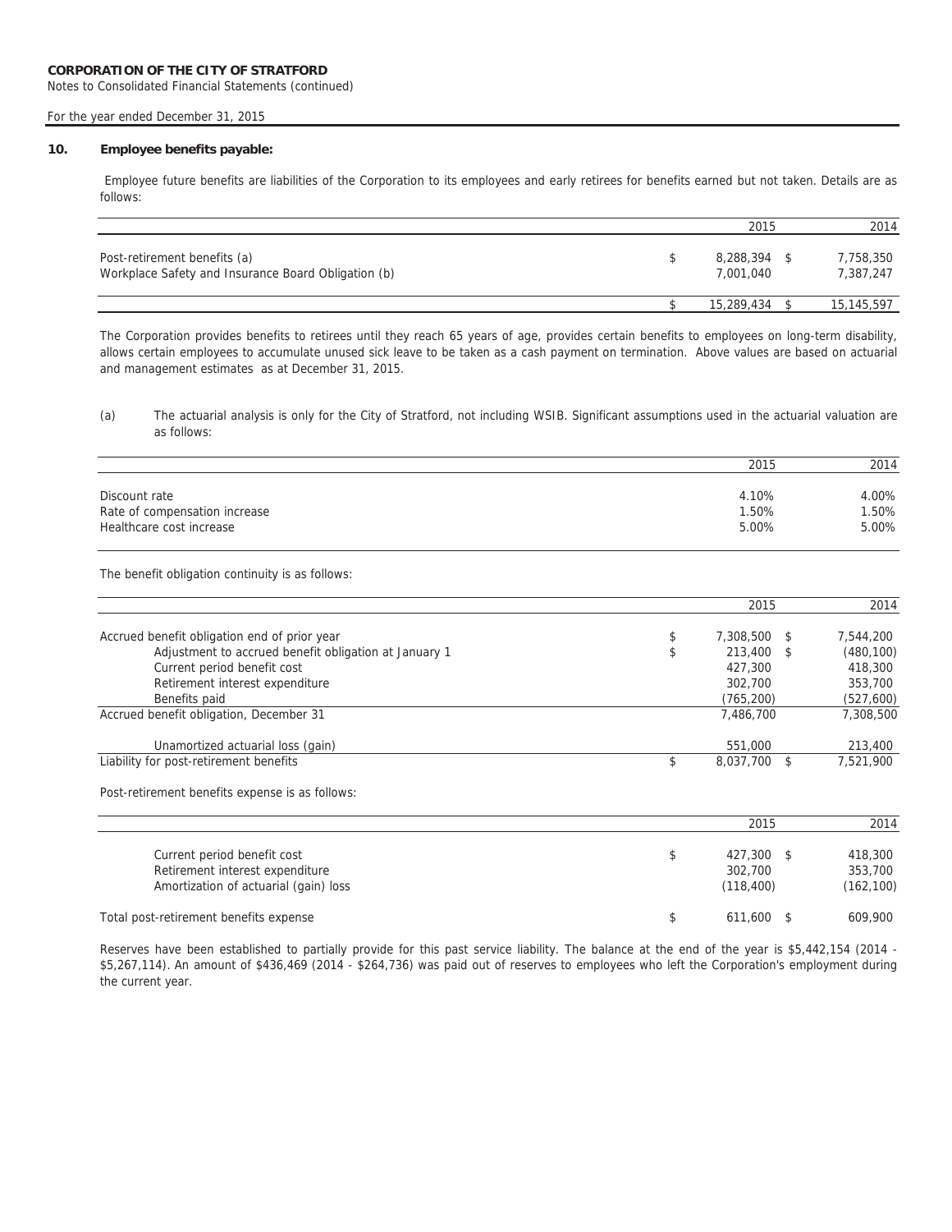**CORPORATION OF THE CITY OF STRATFORD**

Notes to Consolidated Financial Statements (continued)

For the year ended December 31, 2015

## 10. Employee benefits payable:

Employee future benefits are liabilities of the Corporation to its employees and early retirees for benefits earned but not taken. Details are as follows:

| | 2015 | 2014 |
|---|---|---|
| Post-retirement benefits (a) | $ 8,288,394 | $ 7,758,350 |
| Workplace Safety and Insurance Board Obligation (b) | 7,001,040 | 7,387,247 |
| | $ 15,289,434 | $ 15,145,597 |

The Corporation provides benefits to retirees until they reach 65 years of age, provides certain benefits to employees on long-term disability, allows certain employees to accumulate unused sick leave to be taken as a cash payment on termination. Above values are based on actuarial and management estimates as at December 31, 2015.

(a) The actuarial analysis is only for the City of Stratford, not including WSIB. Significant assumptions used in the actuarial valuation are as follows:

| | 2015 | 2014 |
|---|---|---|
| Discount rate | 4.10% | 4.00% |
| Rate of compensation increase | 1.50% | 1.50% |
| Healthcare cost increase | 5.00% | 5.00% |

The benefit obligation continuity is as follows:

| | 2015 | 2014 |
|---|---|---|
| Accrued benefit obligation end of prior year | $ 7,308,500 | $ 7,544,200 |
| Adjustment to accrued benefit obligation at January 1 | $ 213,400 | $ (480,100) |
| Current period benefit cost | 427,300 | 418,300 |
| Retirement interest expenditure | 302,700 | 353,700 |
| Benefits paid | (765,200) | (527,600) |
| Accrued benefit obligation, December 31 | 7,486,700 | 7,308,500 |
| Unamortized actuarial loss (gain) | 551,000 | 213,400 |
| Liability for post-retirement benefits | $ 8,037,700 | $ 7,521,900 |

Post-retirement benefits expense is as follows:

| | 2015 | 2014 |
|---|---|---|
| Current period benefit cost | $ 427,300 | $ 418,300 |
| Retirement interest expenditure | 302,700 | 353,700 |
| Amortization of actuarial (gain) loss | (118,400) | (162,100) |
| Total post-retirement benefits expense | $ 611,600 | $ 609,900 |

Reserves have been established to partially provide for this past service liability. The balance at the end of the year is $5,442,154 (2014 - $5,267,114). An amount of $436,469 (2014 - $264,736) was paid out of reserves to employees who left the Corporation's employment during the current year.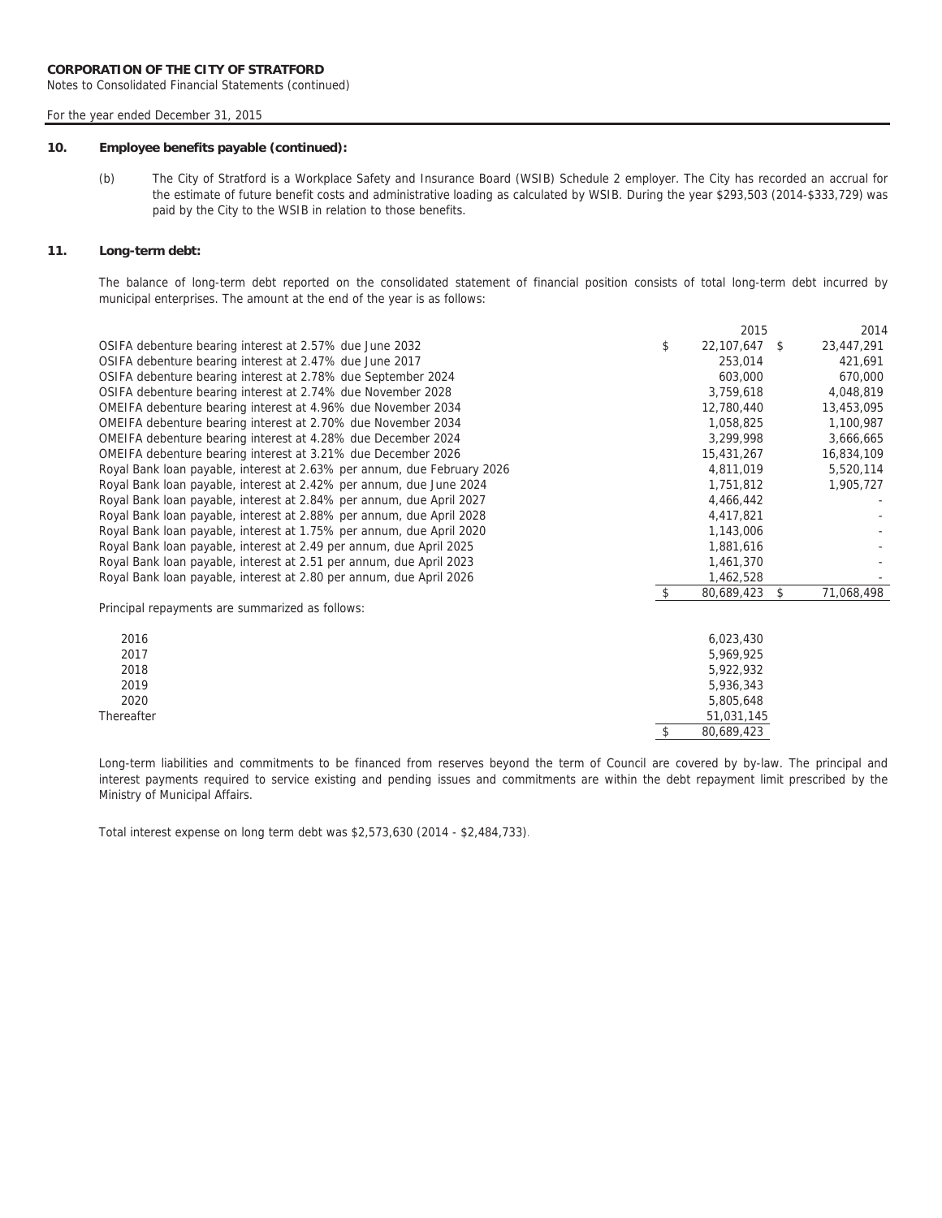## 10. Employee benefits payable (continued):

(b) The City of Stratford is a Workplace Safety and Insurance Board (WSIB) Schedule 2 employer. The City has recorded an accrual for the estimate of future benefit costs and administrative loading as calculated by WSIB. During the year $293,503 (2014-$333,729) was paid by the City to the WSIB in relation to those benefits.

## 11. Long-term debt:

The balance of long-term debt reported on the consolidated statement of financial position consists of total long-term debt incurred by municipal enterprises. The amount at the end of the year is as follows:

| | 2015 | 2014 |
|---|---|---|
| OSIFA debenture bearing interest at 2.57% due June 2032 | $ 22,107,647 | $ 23,447,291 |
| OSIFA debenture bearing interest at 2.47% due June 2017 | 253,014 | 421,691 |
| OSIFA debenture bearing interest at 2.78% due September 2024 | 603,000 | 670,000 |
| OSIFA debenture bearing interest at 2.74% due November 2028 | 3,759,618 | 4,048,819 |
| OMEIFA debenture bearing interest at 4.96% due November 2034 | 12,780,440 | 13,453,095 |
| OMEIFA debenture bearing interest at 2.70% due November 2034 | 1,058,825 | 1,100,987 |
| OMEIFA debenture bearing interest at 4.28% due December 2024 | 3,299,998 | 3,666,665 |
| OMEIFA debenture bearing interest at 3.21% due December 2026 | 15,431,267 | 16,834,109 |
| Royal Bank loan payable, interest at 2.63% per annum, due February 2026 | 4,811,019 | 5,520,114 |
| Royal Bank loan payable, interest at 2.42% per annum, due June 2024 | 1,751,812 | 1,905,727 |
| Royal Bank loan payable, interest at 2.84% per annum, due April 2027 | 4,466,442 | - |
| Royal Bank loan payable, interest at 2.88% per annum, due April 2028 | 4,417,821 | - |
| Royal Bank loan payable, interest at 1.75% per annum, due April 2020 | 1,143,006 | - |
| Royal Bank loan payable, interest at 2.49 per annum, due April 2025 | 1,881,616 | - |
| Royal Bank loan payable, interest at 2.51 per annum, due April 2023 | 1,461,370 | - |
| Royal Bank loan payable, interest at 2.80 per annum, due April 2026 | 1,462,528 | - |
| | $ 80,689,423 | $ 71,068,498 |

Principal repayments are summarized as follows:

| | |
|---|---|
| 2016 | 6,023,430 |
| 2017 | 5,969,925 |
| 2018 | 5,922,932 |
| 2019 | 5,936,343 |
| 2020 | 5,805,648 |
| Thereafter | 51,031,145 |
| | $ 80,689,423 |

Long-term liabilities and commitments to be financed from reserves beyond the term of Council are covered by by-law. The principal and interest payments required to service existing and pending issues and commitments are within the debt repayment limit prescribed by the Ministry of Municipal Affairs.

Total interest expense on long term debt was $2,573,630 (2014 - $2,484,733).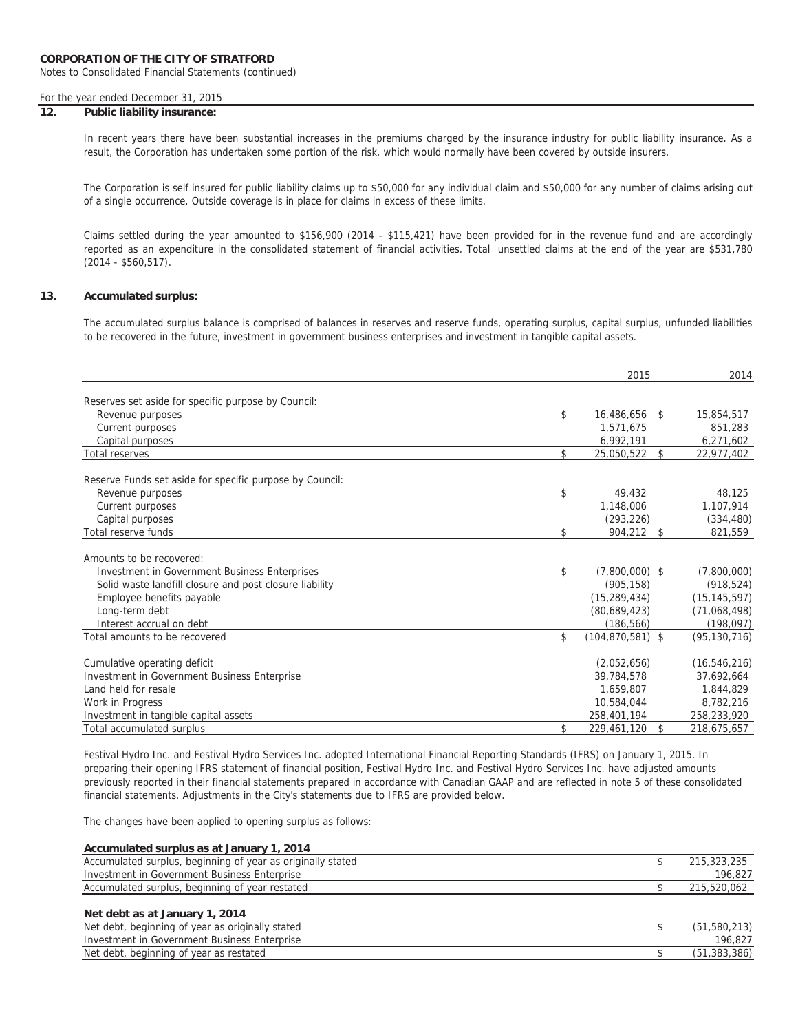**CORPORATION OF THE CITY OF STRATFORD**
Notes to Consolidated Financial Statements (continued)

For the year ended December 31, 2015

## 12. Public liability insurance:

In recent years there have been substantial increases in the premiums charged by the insurance industry for public liability insurance. As a result, the Corporation has undertaken some portion of the risk, which would normally have been covered by outside insurers.

The Corporation is self insured for public liability claims up to $50,000 for any individual claim and $50,000 for any number of claims arising out of a single occurrence. Outside coverage is in place for claims in excess of these limits.

Claims settled during the year amounted to $156,900 (2014 - $115,421) have been provided for in the revenue fund and are accordingly reported as an expenditure in the consolidated statement of financial activities. Total unsettled claims at the end of the year are $531,780 (2014 - $560,517).

## 13. Accumulated surplus:

The accumulated surplus balance is comprised of balances in reserves and reserve funds, operating surplus, capital surplus, unfunded liabilities to be recovered in the future, investment in government business enterprises and investment in tangible capital assets.

| | 2015 | 2014 |
|---|---|---|
| Reserves set aside for specific purpose by Council: | | |
| Revenue purposes | $ 16,486,656 | $ 15,854,517 |
| Current purposes | 1,571,675 | 851,283 |
| Capital purposes | 6,992,191 | 6,271,602 |
| Total reserves | $ 25,050,522 | $ 22,977,402 |
| Reserve Funds set aside for specific purpose by Council: | | |
| Revenue purposes | $ 49,432 | 48,125 |
| Current purposes | 1,148,006 | 1,107,914 |
| Capital purposes | (293,226) | (334,480) |
| Total reserve funds | $ 904,212 | $ 821,559 |
| Amounts to be recovered: | | |
| Investment in Government Business Enterprises | $ (7,800,000) | $ (7,800,000) |
| Solid waste landfill closure and post closure liability | (905,158) | (918,524) |
| Employee benefits payable | (15,289,434) | (15,145,597) |
| Long-term debt | (80,689,423) | (71,068,498) |
| Interest accrual on debt | (186,566) | (198,097) |
| Total amounts to be recovered | $ (104,870,581) | $ (95,130,716) |
| Cumulative operating deficit | (2,052,656) | (16,546,216) |
| Investment in Government Business Enterprise | 39,784,578 | 37,692,664 |
| Land held for resale | 1,659,807 | 1,844,829 |
| Work in Progress | 10,584,044 | 8,782,216 |
| Investment in tangible capital assets | 258,401,194 | 258,233,920 |
| Total accumulated surplus | $ 229,461,120 | $ 218,675,657 |

Festival Hydro Inc. and Festival Hydro Services Inc. adopted International Financial Reporting Standards (IFRS) on January 1, 2015. In preparing their opening IFRS statement of financial position, Festival Hydro Inc. and Festival Hydro Services Inc. have adjusted amounts previously reported in their financial statements prepared in accordance with Canadian GAAP and are reflected in note 5 of these consolidated financial statements. Adjustments in the City's statements due to IFRS are provided below.

The changes have been applied to opening surplus as follows:

| **Accumulated surplus as at January 1, 2014** | |
|---|---|
| Accumulated surplus, beginning of year as originally stated | $ 215,323,235 |
| Investment in Government Business Enterprise | 196,827 |
| Accumulated surplus, beginning of year restated | $ 215,520,062 |

| **Net debt as at January 1, 2014** | |
|---|---|
| Net debt, beginning of year as originally stated | $ (51,580,213) |
| Investment in Government Business Enterprise | 196,827 |
| Net debt, beginning of year as restated | $ (51,383,386) |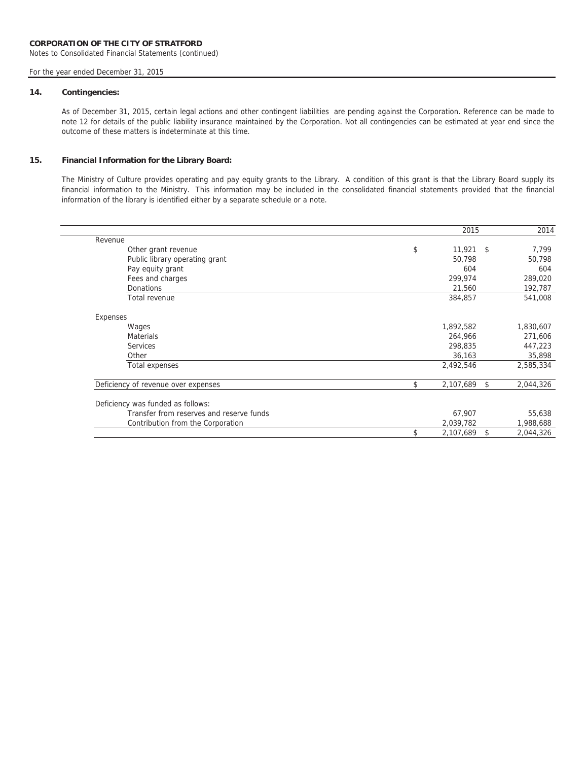**CORPORATION OF THE CITY OF STRATFORD**
Notes to Consolidated Financial Statements (continued)

For the year ended December 31, 2015

## 14. Contingencies:

As of December 31, 2015, certain legal actions and other contingent liabilities are pending against the Corporation. Reference can be made to note 12 for details of the public liability insurance maintained by the Corporation. Not all contingencies can be estimated at year end since the outcome of these matters is indeterminate at this time.

## 15. Financial Information for the Library Board:

The Ministry of Culture provides operating and pay equity grants to the Library. A condition of this grant is that the Library Board supply its financial information to the Ministry. This information may be included in the consolidated financial statements provided that the financial information of the library is identified either by a separate schedule or a note.

| | 2015 | 2014 |
|---|---|---|
| **Revenue** | | |
| Other grant revenue | $ 11,921 | $ 7,799 |
| Public library operating grant | 50,798 | 50,798 |
| Pay equity grant | 604 | 604 |
| Fees and charges | 299,974 | 289,020 |
| Donations | 21,560 | 192,787 |
| Total revenue | 384,857 | 541,008 |
| **Expenses** | | |
| Wages | 1,892,582 | 1,830,607 |
| Materials | 264,966 | 271,606 |
| Services | 298,835 | 447,223 |
| Other | 36,163 | 35,898 |
| Total expenses | 2,492,546 | 2,585,334 |
| Deficiency of revenue over expenses | $ 2,107,689 | $ 2,044,326 |
| Deficiency was funded as follows: | | |
| Transfer from reserves and reserve funds | 67,907 | 55,638 |
| Contribution from the Corporation | 2,039,782 | 1,988,688 |
| | $ 2,107,689 | $ 2,044,326 |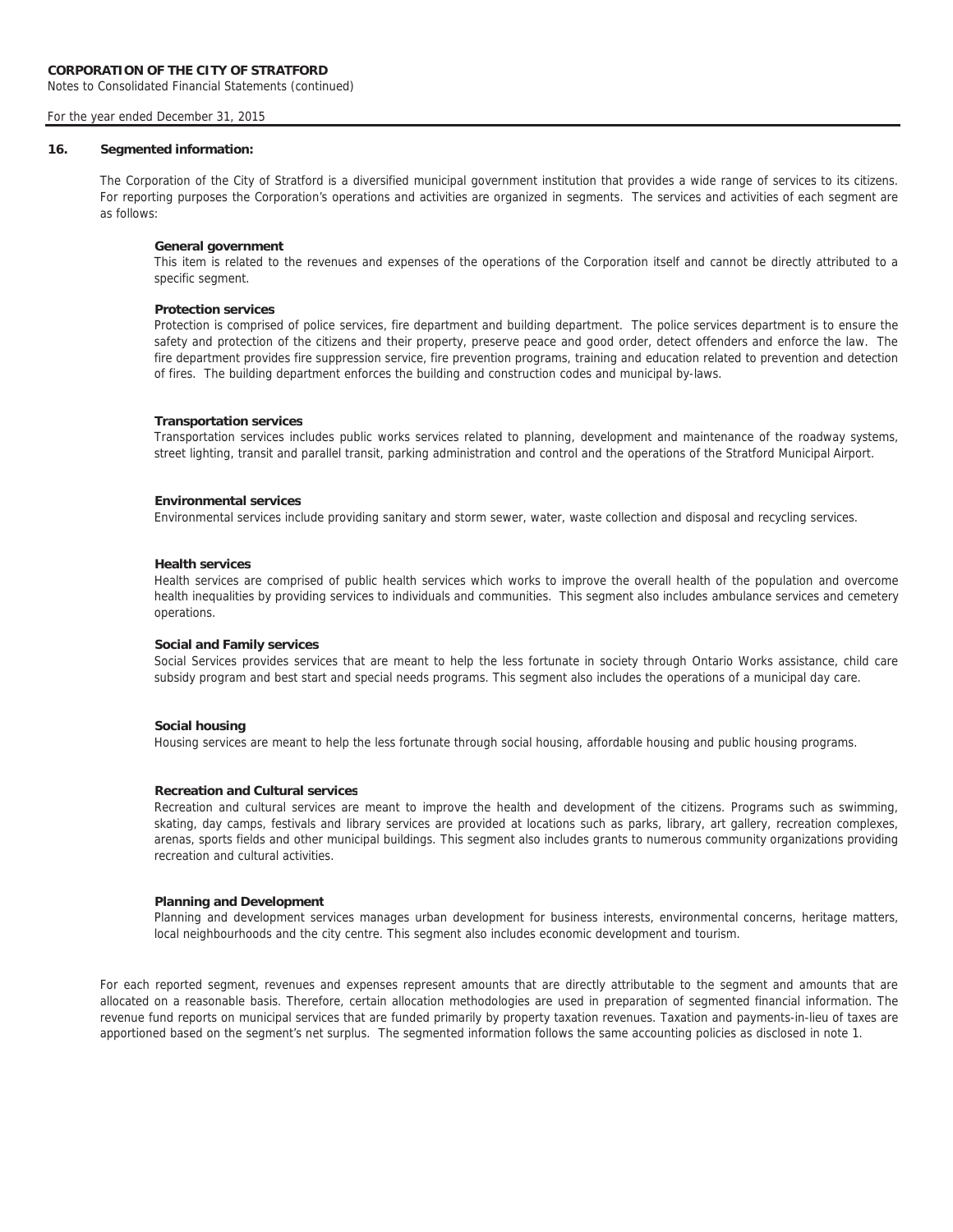## 16. Segmented information:

The Corporation of the City of Stratford is a diversified municipal government institution that provides a wide range of services to its citizens. For reporting purposes the Corporation's operations and activities are organized in segments. The services and activities of each segment are as follows:

**General government**

This item is related to the revenues and expenses of the operations of the Corporation itself and cannot be directly attributed to a specific segment.

**Protection services**

Protection is comprised of police services, fire department and building department. The police services department is to ensure the safety and protection of the citizens and their property, preserve peace and good order, detect offenders and enforce the law. The fire department provides fire suppression service, fire prevention programs, training and education related to prevention and detection of fires. The building department enforces the building and construction codes and municipal by-laws.

**Transportation services**

Transportation services includes public works services related to planning, development and maintenance of the roadway systems, street lighting, transit and parallel transit, parking administration and control and the operations of the Stratford Municipal Airport.

**Environmental services**

Environmental services include providing sanitary and storm sewer, water, waste collection and disposal and recycling services.

**Health services**

Health services are comprised of public health services which works to improve the overall health of the population and overcome health inequalities by providing services to individuals and communities. This segment also includes ambulance services and cemetery operations.

**Social and Family services**

Social Services provides services that are meant to help the less fortunate in society through Ontario Works assistance, child care subsidy program and best start and special needs programs. This segment also includes the operations of a municipal day care.

**Social housing**

Housing services are meant to help the less fortunate through social housing, affordable housing and public housing programs.

**Recreation and Cultural services**

Recreation and cultural services are meant to improve the health and development of the citizens. Programs such as swimming, skating, day camps, festivals and library services are provided at locations such as parks, library, art gallery, recreation complexes, arenas, sports fields and other municipal buildings. This segment also includes grants to numerous community organizations providing recreation and cultural activities.

**Planning and Development**

Planning and development services manages urban development for business interests, environmental concerns, heritage matters, local neighbourhoods and the city centre. This segment also includes economic development and tourism.

For each reported segment, revenues and expenses represent amounts that are directly attributable to the segment and amounts that are allocated on a reasonable basis. Therefore, certain allocation methodologies are used in preparation of segmented financial information. The revenue fund reports on municipal services that are funded primarily by property taxation revenues. Taxation and payments-in-lieu of taxes are apportioned based on the segment's net surplus. The segmented information follows the same accounting policies as disclosed in note 1.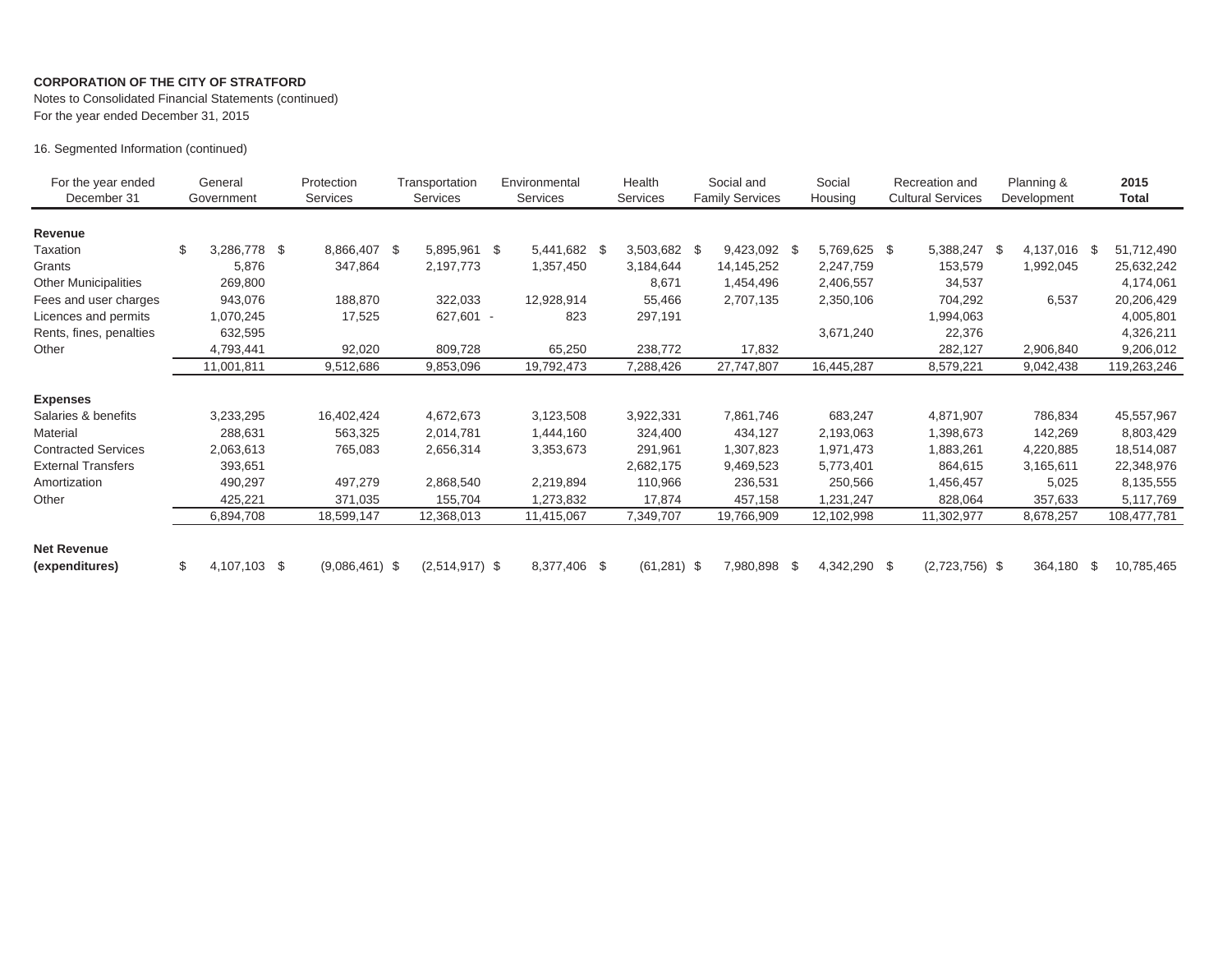**CORPORATION OF THE CITY OF STRATFORD**
Notes to Consolidated Financial Statements (continued)
For the year ended December 31, 2015

16. Segmented Information (continued)

| For the year ended December 31 | General Government | Protection Services | Transportation Services | Environmental Services | Health Services | Social and Family Services | Social Housing | Recreation and Cultural Services | Planning & Development | **2015 Total** |
|---|---|---|---|---|---|---|---|---|---|---|
| **Revenue** | | | | | | | | | | |
| Taxation | $ 3,286,778 | $ 8,866,407 | $ 5,895,961 | $ 5,441,682 | $ 3,503,682 | $ 9,423,092 | $ 5,769,625 | $ 5,388,247 | $ 4,137,016 | $ 51,712,490 |
| Grants | 5,876 | 347,864 | 2,197,773 | 1,357,450 | 3,184,644 | 14,145,252 | 2,247,759 | 153,579 | 1,992,045 | 25,632,242 |
| Other Municipalities | 269,800 | | | | 8,671 | 1,454,496 | 2,406,557 | 34,537 | | 4,174,061 |
| Fees and user charges | 943,076 | 188,870 | 322,033 | 12,928,914 | 55,466 | 2,707,135 | 2,350,106 | 704,292 | 6,537 | 20,206,429 |
| Licences and permits | 1,070,245 | 17,525 | 627,601 | - 823 | 297,191 | | | 1,994,063 | | 4,005,801 |
| Rents, fines, penalties | 632,595 | | | | | | 3,671,240 | 22,376 | | 4,326,211 |
| Other | 4,793,441 | 92,020 | 809,728 | 65,250 | 238,772 | 17,832 | | 282,127 | 2,906,840 | 9,206,012 |
| | 11,001,811 | 9,512,686 | 9,853,096 | 19,792,473 | 7,288,426 | 27,747,807 | 16,445,287 | 8,579,221 | 9,042,438 | 119,263,246 |
| **Expenses** | | | | | | | | | | |
| Salaries & benefits | 3,233,295 | 16,402,424 | 4,672,673 | 3,123,508 | 3,922,331 | 7,861,746 | 683,247 | 4,871,907 | 786,834 | 45,557,967 |
| Material | 288,631 | 563,325 | 2,014,781 | 1,444,160 | 324,400 | 434,127 | 2,193,063 | 1,398,673 | 142,269 | 8,803,429 |
| Contracted Services | 2,063,613 | 765,083 | 2,656,314 | 3,353,673 | 291,961 | 1,307,823 | 1,971,473 | 1,883,261 | 4,220,885 | 18,514,087 |
| External Transfers | 393,651 | | | | 2,682,175 | 9,469,523 | 5,773,401 | 864,615 | 3,165,611 | 22,348,976 |
| Amortization | 490,297 | 497,279 | 2,868,540 | 2,219,894 | 110,966 | 236,531 | 250,566 | 1,456,457 | 5,025 | 8,135,555 |
| Other | 425,221 | 371,035 | 155,704 | 1,273,832 | 17,874 | 457,158 | 1,231,247 | 828,064 | 357,633 | 5,117,769 |
| | 6,894,708 | 18,599,147 | 12,368,013 | 11,415,067 | 7,349,707 | 19,766,909 | 12,102,998 | 11,302,977 | 8,678,257 | 108,477,781 |
| **Net Revenue (expenditures)** | $ 4,107,103 | $ (9,086,461) | $ (2,514,917) | $ 8,377,406 | $ (61,281) | $ 7,980,898 | $ 4,342,290 | $ (2,723,756) | $ 364,180 | $ 10,785,465 |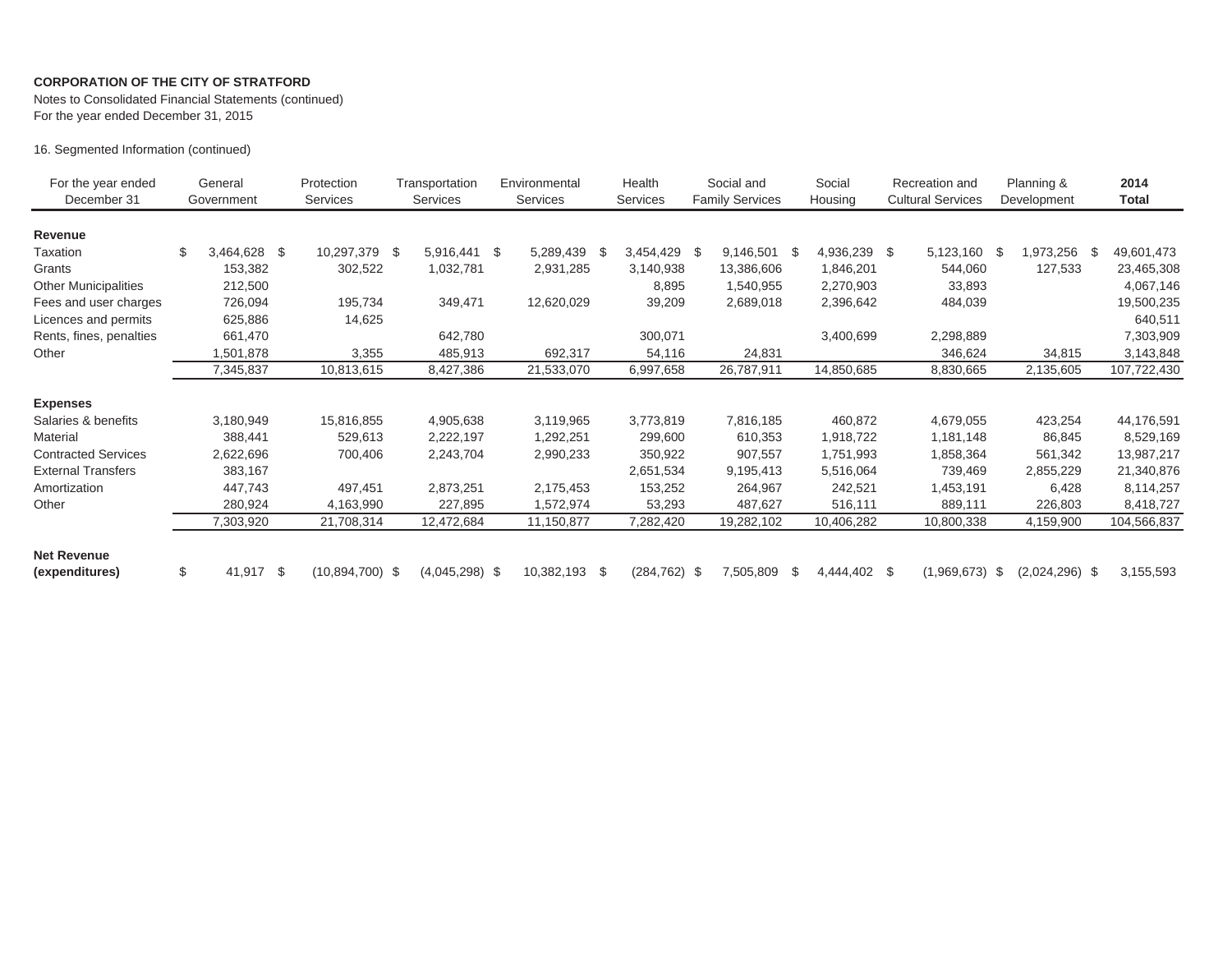**CORPORATION OF THE CITY OF STRATFORD**
Notes to Consolidated Financial Statements (continued)
For the year ended December 31, 2015

16. Segmented Information (continued)

| For the year ended December 31 | General Government | Protection Services | Transportation Services | Environmental Services | Health Services | Social and Family Services | Social Housing | Recreation and Cultural Services | Planning & Development | **2014 Total** |
|---|---|---|---|---|---|---|---|---|---|---|
| **Revenue** | | | | | | | | | | |
| Taxation | $ 3,464,628 | $ 10,297,379 | $ 5,916,441 | $ 5,289,439 | $ 3,454,429 | $ 9,146,501 | $ 4,936,239 | $ 5,123,160 | $ 1,973,256 | $ 49,601,473 |
| Grants | 153,382 | 302,522 | 1,032,781 | 2,931,285 | 3,140,938 | 13,386,606 | 1,846,201 | 544,060 | 127,533 | 23,465,308 |
| Other Municipalities | 212,500 | | | | 8,895 | 1,540,955 | 2,270,903 | 33,893 | | 4,067,146 |
| Fees and user charges | 726,094 | 195,734 | 349,471 | 12,620,029 | 39,209 | 2,689,018 | 2,396,642 | 484,039 | | 19,500,235 |
| Licences and permits | 625,886 | 14,625 | | | | | | | | 640,511 |
| Rents, fines, penalties | 661,470 | | 642,780 | | 300,071 | | 3,400,699 | 2,298,889 | | 7,303,909 |
| Other | 1,501,878 | 3,355 | 485,913 | 692,317 | 54,116 | 24,831 | | 346,624 | 34,815 | 3,143,848 |
| | 7,345,837 | 10,813,615 | 8,427,386 | 21,533,070 | 6,997,658 | 26,787,911 | 14,850,685 | 8,830,665 | 2,135,605 | 107,722,430 |
| **Expenses** | | | | | | | | | | |
| Salaries & benefits | 3,180,949 | 15,816,855 | 4,905,638 | 3,119,965 | 3,773,819 | 7,816,185 | 460,872 | 4,679,055 | 423,254 | 44,176,591 |
| Material | 388,441 | 529,613 | 2,222,197 | 1,292,251 | 299,600 | 610,353 | 1,918,722 | 1,181,148 | 86,845 | 8,529,169 |
| Contracted Services | 2,622,696 | 700,406 | 2,243,704 | 2,990,233 | 350,922 | 907,557 | 1,751,993 | 1,858,364 | 561,342 | 13,987,217 |
| External Transfers | 383,167 | | | | 2,651,534 | 9,195,413 | 5,516,064 | 739,469 | 2,855,229 | 21,340,876 |
| Amortization | 447,743 | 497,451 | 2,873,251 | 2,175,453 | 153,252 | 264,967 | 242,521 | 1,453,191 | 6,428 | 8,114,257 |
| Other | 280,924 | 4,163,990 | 227,895 | 1,572,974 | 53,293 | 487,627 | 516,111 | 889,111 | 226,803 | 8,418,727 |
| | 7,303,920 | 21,708,314 | 12,472,684 | 11,150,877 | 7,282,420 | 19,282,102 | 10,406,282 | 10,800,338 | 4,159,900 | 104,566,837 |
| **Net Revenue (expenditures)** | $ 41,917 | $ (10,894,700) | $ (4,045,298) | $ 10,382,193 | $ (284,762) | $ 7,505,809 | $ 4,444,402 | $ (1,969,673) | $ (2,024,296) | $ 3,155,593 |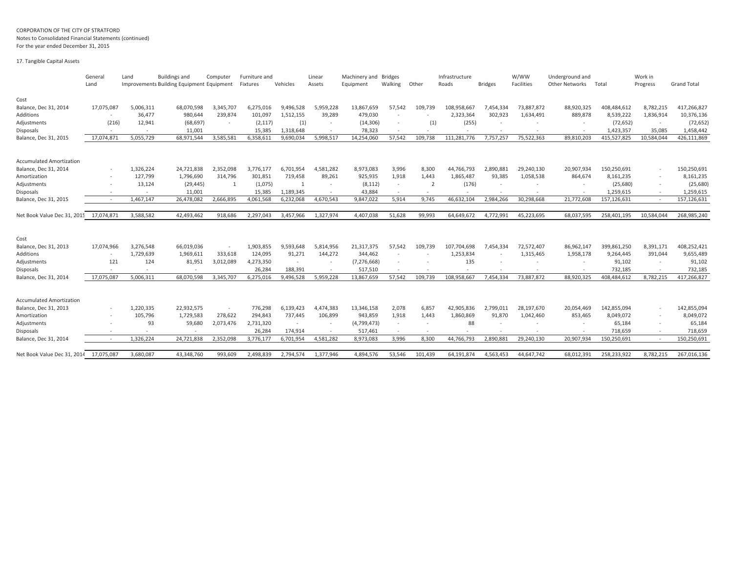CORPORATION OF THE CITY OF STRATFORD
Notes to Consolidated Financial Statements (continued)
For the year ended December 31, 2015

## 17. Tangible Capital Assets

| | General Land | Land Improvements | Buildings and Building | Computer Equipment | Furniture and Equipment Fixtures | Vehicles | Linear Assets | Machinery and Equipment | Bridges Walking | Other | Infrastructure Roads | Bridges | W/WW Facilities | Underground and Other Networks | Total | Work in Progress | Grand Total |
|---|---|---|---|---|---|---|---|---|---|---|---|---|---|---|---|---|---|
| **Cost** | | | | | | | | | | | | | | | | | |
| Balance, Dec 31, 2014 | 17,075,087 | 5,006,311 | 68,070,598 | 3,345,707 | 6,275,016 | 9,496,528 | 5,959,228 | 13,867,659 | 57,542 | 109,739 | 108,958,667 | 7,454,334 | 73,887,872 | 88,920,325 | 408,484,612 | 8,782,215 | 417,266,827 |
| Additions | - | 36,477 | 980,644 | 239,874 | 101,097 | 1,512,155 | 39,289 | 479,030 | - | - | 2,323,364 | 302,923 | 1,634,491 | 889,878 | 8,539,222 | 1,836,914 | 10,376,136 |
| Adjustments | (216) | 12,941 | (68,697) | - | (2,117) | (1) | - | (14,306) | - | (1) | (255) | - | - | - | (72,652) | - | (72,652) |
| Disposals | - | - | 11,001 | | 15,385 | 1,318,648 | - | 78,323 | - | - | - | - | - | - | 1,423,357 | 35,085 | 1,458,442 |
| Balance, Dec 31, 2015 | 17,074,871 | 5,055,729 | 68,971,544 | 3,585,581 | 6,358,611 | 9,690,034 | 5,998,517 | 14,254,060 | 57,542 | 109,738 | 111,281,776 | 7,757,257 | 75,522,363 | 89,810,203 | 415,527,825 | 10,584,044 | 426,111,869 |
| **Accumulated Amortization** | | | | | | | | | | | | | | | | | |
| Balance, Dec 31, 2014 | - | 1,326,224 | 24,721,838 | 2,352,098 | 3,776,177 | 6,701,954 | 4,581,282 | 8,973,083 | 3,996 | 8,300 | 44,766,793 | 2,890,881 | 29,240,130 | 20,907,934 | 150,250,691 | - | 150,250,691 |
| Amortization | - | 127,799 | 1,796,690 | 314,796 | 301,851 | 719,458 | 89,261 | 925,935 | 1,918 | 1,443 | 1,865,487 | 93,385 | 1,058,538 | 864,674 | 8,161,235 | - | 8,161,235 |
| Adjustments | - | 13,124 | (29,445) | 1 | (1,075) | 1 | - | (8,112) | - | 2 | (176) | - | - | - | (25,680) | - | (25,680) |
| Disposals | - | - | 11,001 | | 15,385 | 1,189,345 | - | 43,884 | - | - | - | - | - | - | 1,259,615 | - | 1,259,615 |
| Balance, Dec 31, 2015 | - | 1,467,147 | 26,478,082 | 2,666,895 | 4,061,568 | 6,232,068 | 4,670,543 | 9,847,022 | 5,914 | 9,745 | 46,632,104 | 2,984,266 | 30,298,668 | 21,772,608 | 157,126,631 | - | 157,126,631 |
| Net Book Value Dec 31, 2015 | 17,074,871 | 3,588,582 | 42,493,462 | 918,686 | 2,297,043 | 3,457,966 | 1,327,974 | 4,407,038 | 51,628 | 99,993 | 64,649,672 | 4,772,991 | 45,223,695 | 68,037,595 | 258,401,195 | 10,584,044 | 268,985,240 |
| **Cost** | | | | | | | | | | | | | | | | | |
| Balance, Dec 31, 2013 | 17,074,966 | 3,276,548 | 66,019,036 | - | 1,903,855 | 9,593,648 | 5,814,956 | 21,317,375 | 57,542 | 109,739 | 107,704,698 | 7,454,334 | 72,572,407 | 86,962,147 | 399,861,250 | 8,391,171 | 408,252,421 |
| Additions | - | 1,729,639 | 1,969,611 | 333,618 | 124,095 | 91,271 | 144,272 | 344,462 | - | - | 1,253,834 | - | 1,315,465 | 1,958,178 | 9,264,445 | 391,044 | 9,655,489 |
| Adjustments | 121 | 124 | 81,951 | 3,012,089 | 4,273,350 | - | - | (7,276,668) | - | - | 135 | - | - | - | 91,102 | - | 91,102 |
| Disposals | - | - | - | | 26,284 | 188,391 | - | 517,510 | - | - | - | - | - | - | 732,185 | - | 732,185 |
| Balance, Dec 31, 2014 | 17,075,087 | 5,006,311 | 68,070,598 | 3,345,707 | 6,275,016 | 9,496,528 | 5,959,228 | 13,867,659 | 57,542 | 109,739 | 108,958,667 | 7,454,334 | 73,887,872 | 88,920,325 | 408,484,612 | 8,782,215 | 417,266,827 |
| **Accumulated Amortization** | | | | | | | | | | | | | | | | | |
| Balance, Dec 31, 2013 | - | 1,220,335 | 22,932,575 | - | 776,298 | 6,139,423 | 4,474,383 | 13,346,158 | 2,078 | 6,857 | 42,905,836 | 2,799,011 | 28,197,670 | 20,054,469 | 142,855,094 | - | 142,855,094 |
| Amortization | - | 105,796 | 1,729,583 | 278,622 | 294,843 | 737,445 | 106,899 | 943,859 | 1,918 | 1,443 | 1,860,869 | 91,870 | 1,042,460 | 853,465 | 8,049,072 | - | 8,049,072 |
| Adjustments | - | 93 | 59,680 | 2,073,476 | 2,731,320 | - | - | (4,799,473) | - | - | 88 | - | - | - | 65,184 | - | 65,184 |
| Disposals | - | - | - | | 26,284 | 174,914 | - | 517,461 | - | - | - | - | - | - | 718,659 | - | 718,659 |
| Balance, Dec 31, 2014 | - | 1,326,224 | 24,721,838 | 2,352,098 | 3,776,177 | 6,701,954 | 4,581,282 | 8,973,083 | 3,996 | 8,300 | 44,766,793 | 2,890,881 | 29,240,130 | 20,907,934 | 150,250,691 | - | 150,250,691 |
| Net Book Value Dec 31, 2014 | 17,075,087 | 3,680,087 | 43,348,760 | 993,609 | 2,498,839 | 2,794,574 | 1,377,946 | 4,894,576 | 53,546 | 101,439 | 64,191,874 | 4,563,453 | 44,647,742 | 68,012,391 | 258,233,922 | 8,782,215 | 267,016,136 |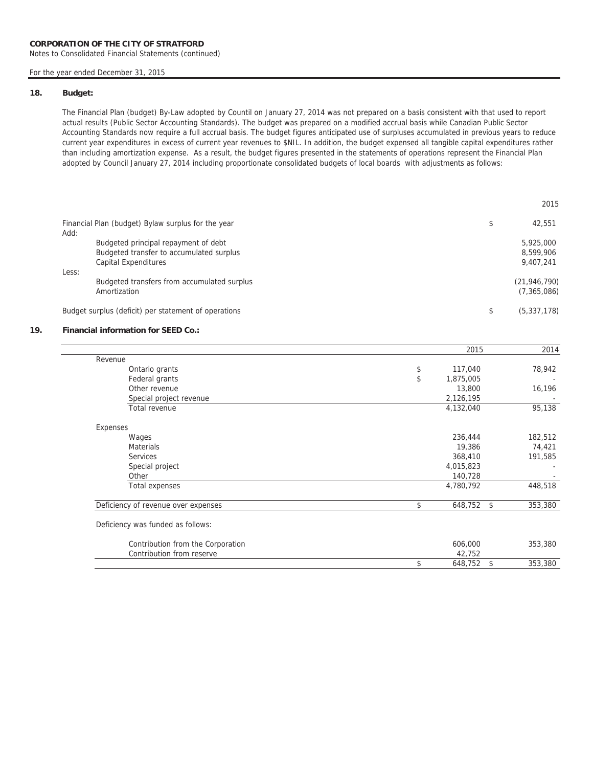### 18. Budget:

The Financial Plan (budget) By-Law adopted by Countil on January 27, 2014 was not prepared on a basis consistent with that used to report actual results (Public Sector Accounting Standards). The budget was prepared on a modified accrual basis while Canadian Public Sector Accounting Standards now require a full accrual basis. The budget figures anticipated use of surpluses accumulated in previous years to reduce current year expenditures in excess of current year revenues to $NIL. In addition, the budget expensed all tangible capital expenditures rather than including amortization expense. As a result, the budget figures presented in the statements of operations represent the Financial Plan adopted by Council January 27, 2014 including proportionate consolidated budgets of local boards with adjustments as follows:

| | | 2015 |
|---|---|---|
| Financial Plan (budget) Bylaw surplus for the year | $ | 42,551 |
| Add: | | |
| Budgeted principal repayment of debt | | 5,925,000 |
| Budgeted transfer to accumulated surplus | | 8,599,906 |
| Capital Expenditures | | 9,407,241 |
| Less: | | |
| Budgeted transfers from accumulated surplus | | (21,946,790) |
| Amortization | | (7,365,086) |
| Budget surplus (deficit) per statement of operations | $ | (5,337,178) |

### 19. Financial information for SEED Co.:

| | | 2015 | | 2014 |
|---|---|---|---|---|
| Revenue | | | | |
| Ontario grants | $ | 117,040 | | 78,942 |
| Federal grants | $ | 1,875,005 | | - |
| Other revenue | | 13,800 | | 16,196 |
| Special project revenue | | 2,126,195 | | - |
| Total revenue | | 4,132,040 | | 95,138 |
| Expenses | | | | |
| Wages | | 236,444 | | 182,512 |
| Materials | | 19,386 | | 74,421 |
| Services | | 368,410 | | 191,585 |
| Special project | | 4,015,823 | | - |
| Other | | 140,728 | | - |
| Total expenses | | 4,780,792 | | 448,518 |
| Deficiency of revenue over expenses | $ | 648,752 | $ | 353,380 |
| Deficiency was funded as follows: | | | | |
| Contribution from the Corporation | | 606,000 | | 353,380 |
| Contribution from reserve | | 42,752 | | |
| | $ | 648,752 | $ | 353,380 |